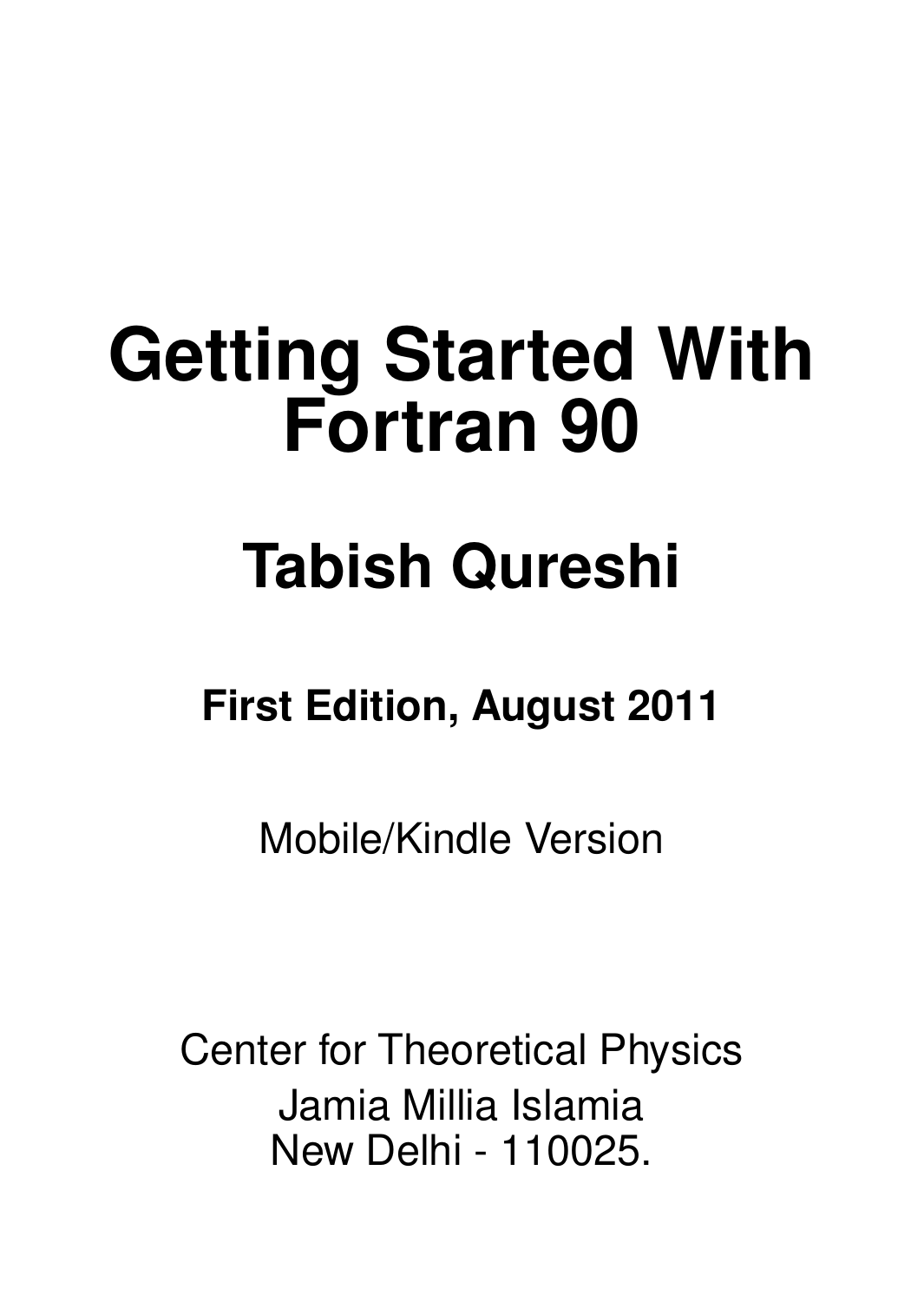# Getting Started With Fortran 90

## Tabish Qureshi

**First Edition, August 2011**

Mobile/Kindle Version

Center for Theoretical Physics
Jamia Millia Islamia
New Delhi - 110025.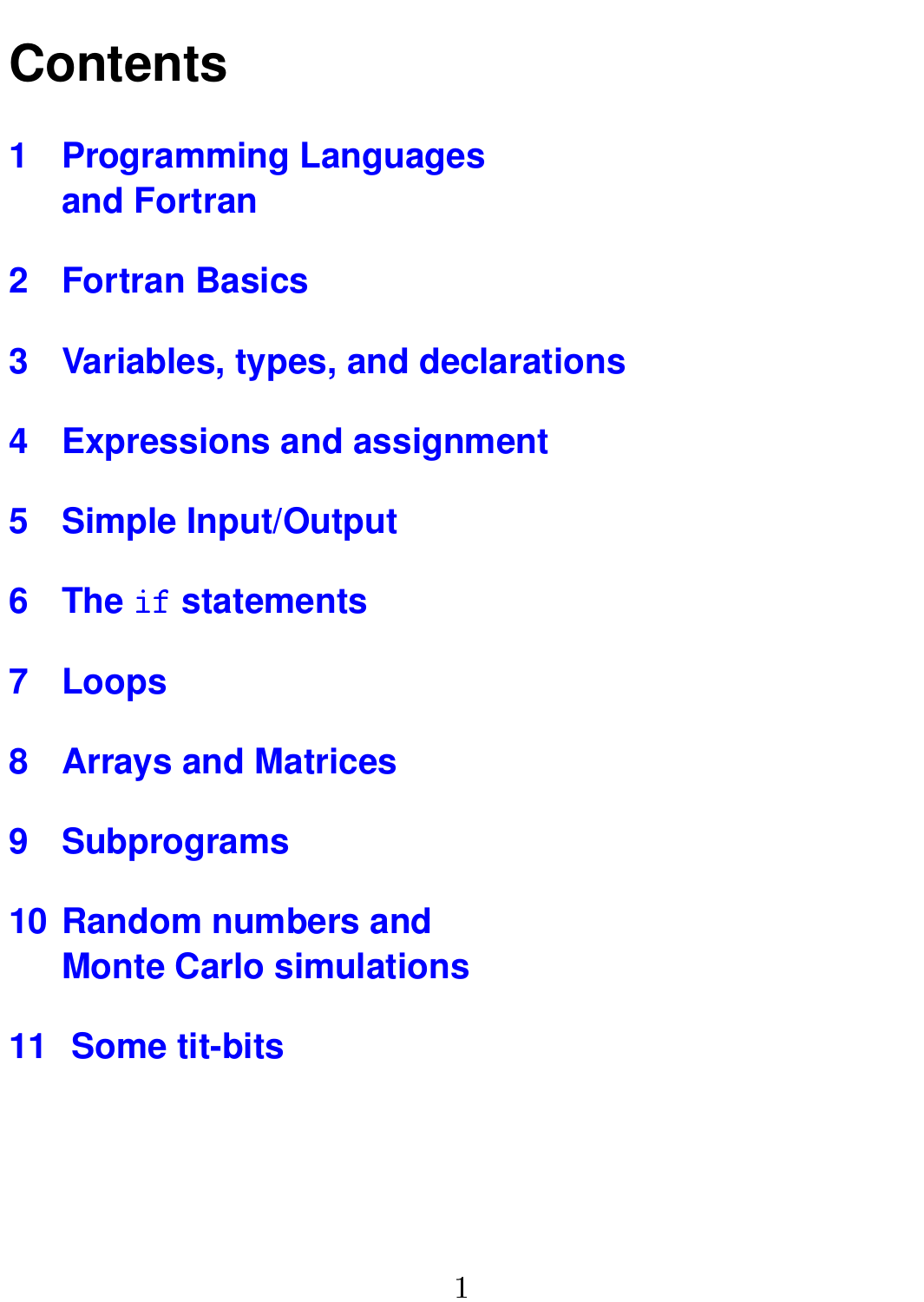# Contents

1 Programming Languages and Fortran

2 Fortran Basics

3 Variables, types, and declarations

4 Expressions and assignment

5 Simple Input/Output

6 The `if` statements

7 Loops

8 Arrays and Matrices

9 Subprograms

10 Random numbers and Monte Carlo simulations

11 Some tit-bits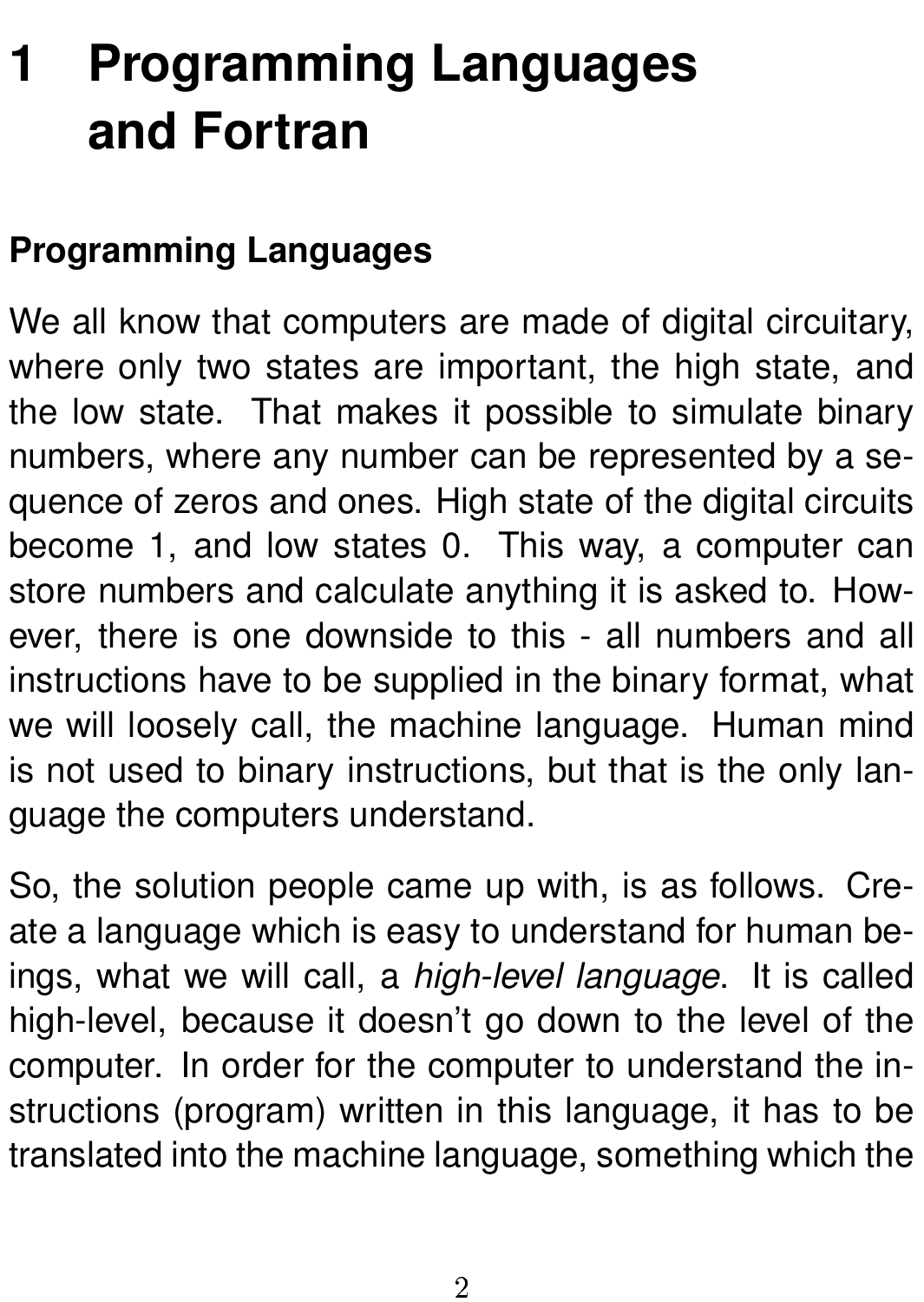# 1 Programming Languages and Fortran

## Programming Languages

We all know that computers are made of digital circuitary, where only two states are important, the high state, and the low state. That makes it possible to simulate binary numbers, where any number can be represented by a sequence of zeros and ones. High state of the digital circuits become 1, and low states 0. This way, a computer can store numbers and calculate anything it is asked to. However, there is one downside to this - all numbers and all instructions have to be supplied in the binary format, what we will loosely call, the machine language. Human mind is not used to binary instructions, but that is the only language the computers understand.

So, the solution people came up with, is as follows. Create a language which is easy to understand for human beings, what we will call, a *high-level language*. It is called high-level, because it doesn't go down to the level of the computer. In order for the computer to understand the instructions (program) written in this language, it has to be translated into the machine language, something which the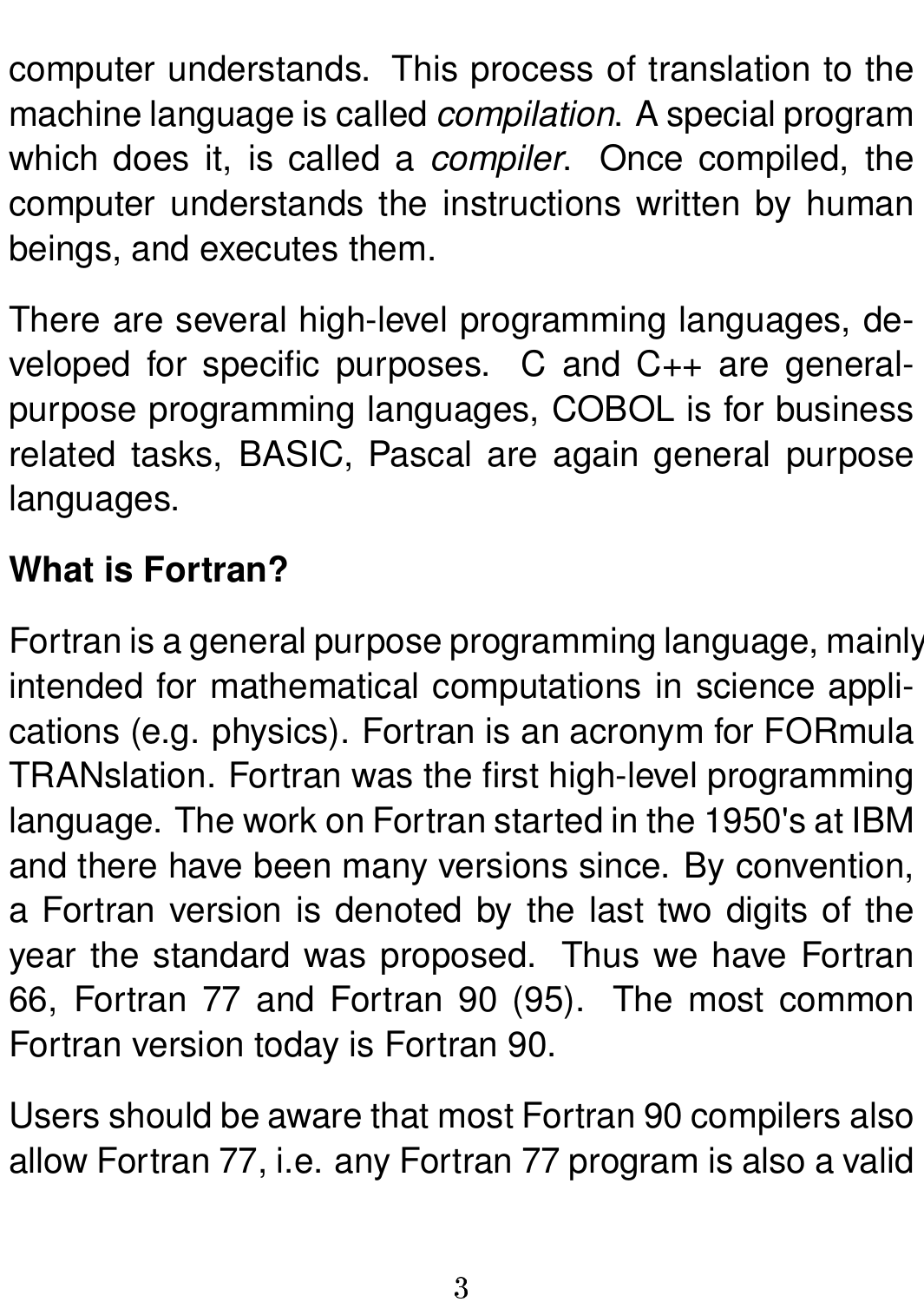computer understands. This process of translation to the machine language is called *compilation*. A special program which does it, is called a *compiler*. Once compiled, the computer understands the instructions written by human beings, and executes them.

There are several high-level programming languages, developed for specific purposes. C and C++ are general-purpose programming languages, COBOL is for business related tasks, BASIC, Pascal are again general purpose languages.

**What is Fortran?**

Fortran is a general purpose programming language, mainly intended for mathematical computations in science applications (e.g. physics). Fortran is an acronym for FORmula TRANslation. Fortran was the first high-level programming language. The work on Fortran started in the 1950's at IBM and there have been many versions since. By convention, a Fortran version is denoted by the last two digits of the year the standard was proposed. Thus we have Fortran 66, Fortran 77 and Fortran 90 (95). The most common Fortran version today is Fortran 90.

Users should be aware that most Fortran 90 compilers also allow Fortran 77, i.e. any Fortran 77 program is also a valid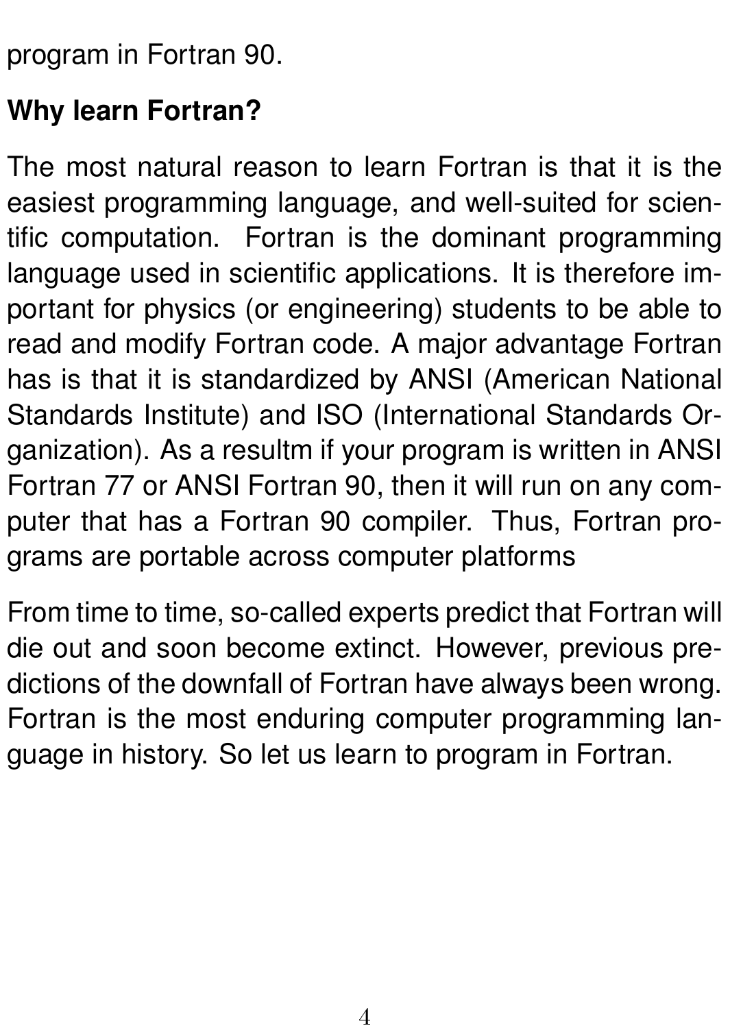program in Fortran 90.

**Why learn Fortran?**

The most natural reason to learn Fortran is that it is the easiest programming language, and well-suited for scientific computation. Fortran is the dominant programming language used in scientific applications. It is therefore important for physics (or engineering) students to be able to read and modify Fortran code. A major advantage Fortran has is that it is standardized by ANSI (American National Standards Institute) and ISO (International Standards Organization). As a resultm if your program is written in ANSI Fortran 77 or ANSI Fortran 90, then it will run on any computer that has a Fortran 90 compiler. Thus, Fortran programs are portable across computer platforms

From time to time, so-called experts predict that Fortran will die out and soon become extinct. However, previous predictions of the downfall of Fortran have always been wrong. Fortran is the most enduring computer programming language in history. So let us learn to program in Fortran.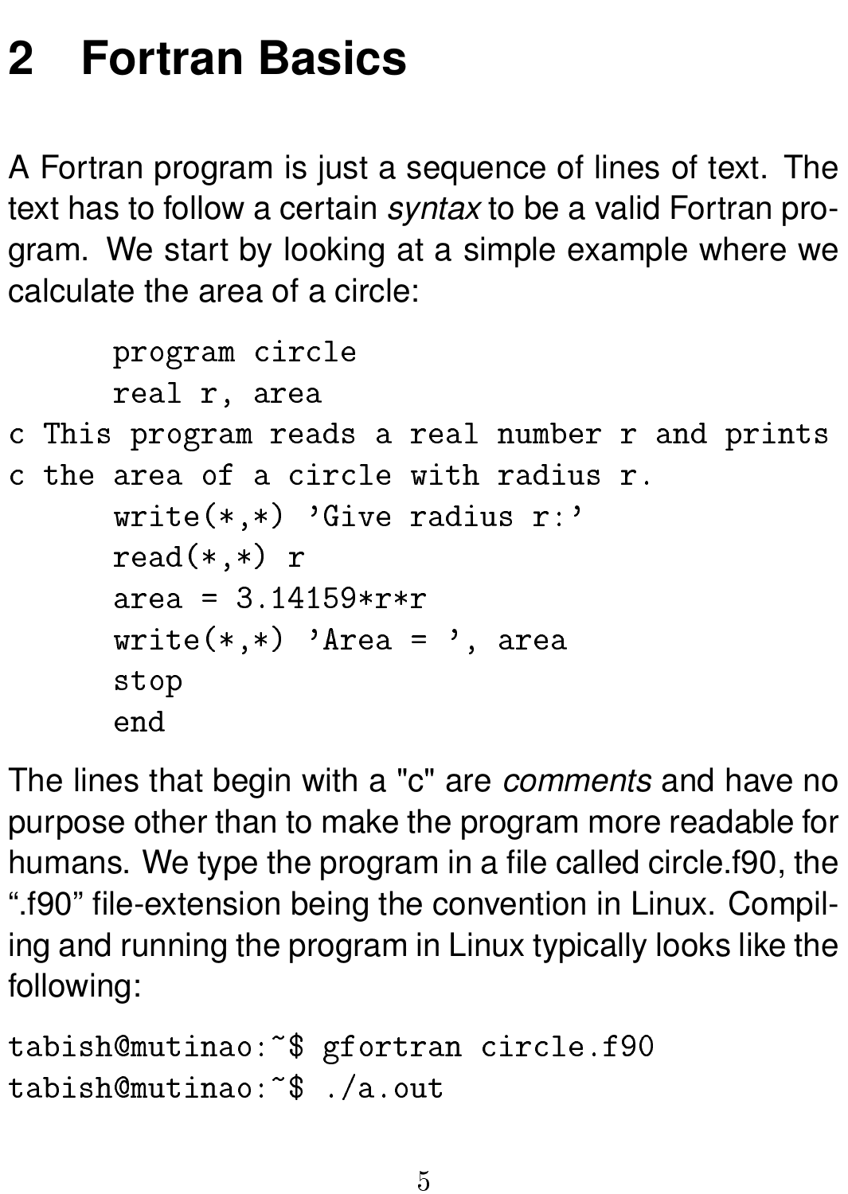# 2 Fortran Basics

A Fortran program is just a sequence of lines of text. The text has to follow a certain *syntax* to be a valid Fortran program. We start by looking at a simple example where we calculate the area of a circle:

```
      program circle
      real r, area
c This program reads a real number r and prints
c the area of a circle with radius r.
      write(*,*) 'Give radius r:'
      read(*,*) r
      area = 3.14159*r*r
      write(*,*) 'Area = ', area
      stop
      end
```

The lines that begin with a "c" are *comments* and have no purpose other than to make the program more readable for humans. We type the program in a file called circle.f90, the ".f90" file-extension being the convention in Linux. Compiling and running the program in Linux typically looks like the following:

```
tabish@mutinao:~$ gfortran circle.f90
tabish@mutinao:~$ ./a.out
```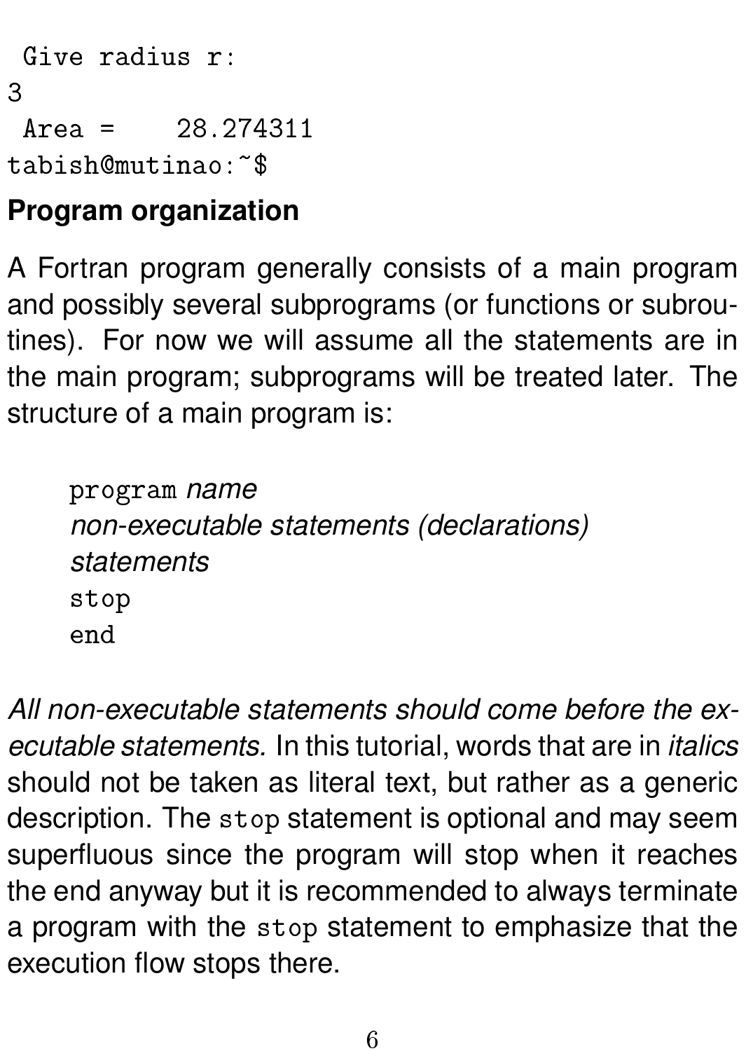```
 Give radius r:
3
 Area =    28.274311
tabish@mutinao:~$
```

## Program organization

A Fortran program generally consists of a main program and possibly several subprograms (or functions or subroutines). For now we will assume all the statements are in the main program; subprograms will be treated later. The structure of a main program is:

```
program name
non-executable statements (declarations)
statements
stop
end
```

*All non-executable statements should come before the executable statements.* In this tutorial, words that are in *italics* should not be taken as literal text, but rather as a generic description. The `stop` statement is optional and may seem superfluous since the program will stop when it reaches the end anyway but it is recommended to always terminate a program with the `stop` statement to emphasize that the execution flow stops there.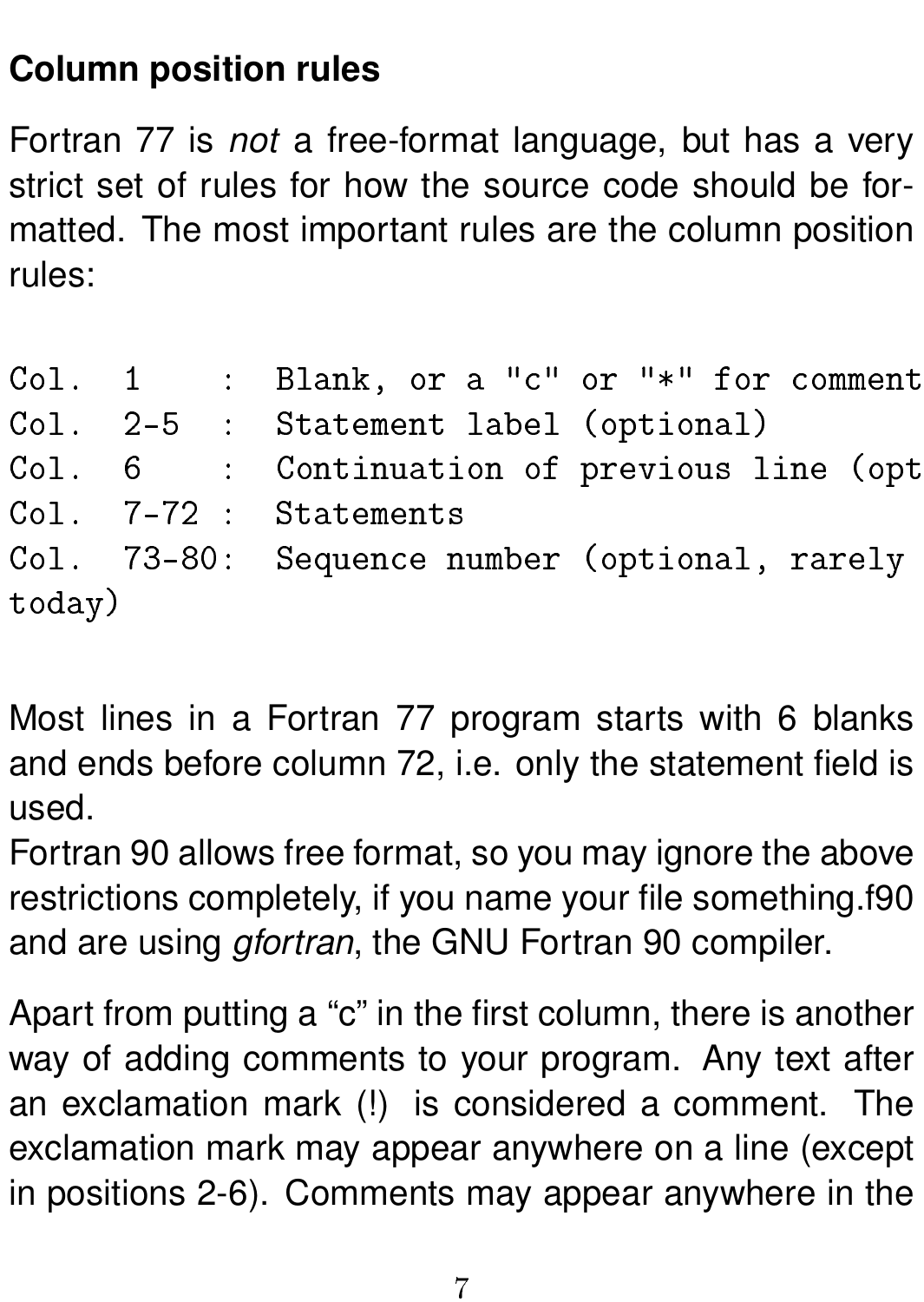## Column position rules

Fortran 77 is *not* a free-format language, but has a very strict set of rules for how the source code should be formatted. The most important rules are the column position rules:

```
Col. 1    :  Blank, or a "c" or "*" for comment
Col. 2-5  :  Statement label (optional)
Col. 6    :  Continuation of previous line (opt
Col. 7-72 :  Statements
Col. 73-80:  Sequence number (optional, rarely
today)
```

Most lines in a Fortran 77 program starts with 6 blanks and ends before column 72, i.e. only the statement field is used.
Fortran 90 allows free format, so you may ignore the above restrictions completely, if you name your file something.f90 and are using *gfortran*, the GNU Fortran 90 compiler.

Apart from putting a "c" in the first column, there is another way of adding comments to your program. Any text after an exclamation mark (!) is considered a comment. The exclamation mark may appear anywhere on a line (except in positions 2-6). Comments may appear anywhere in the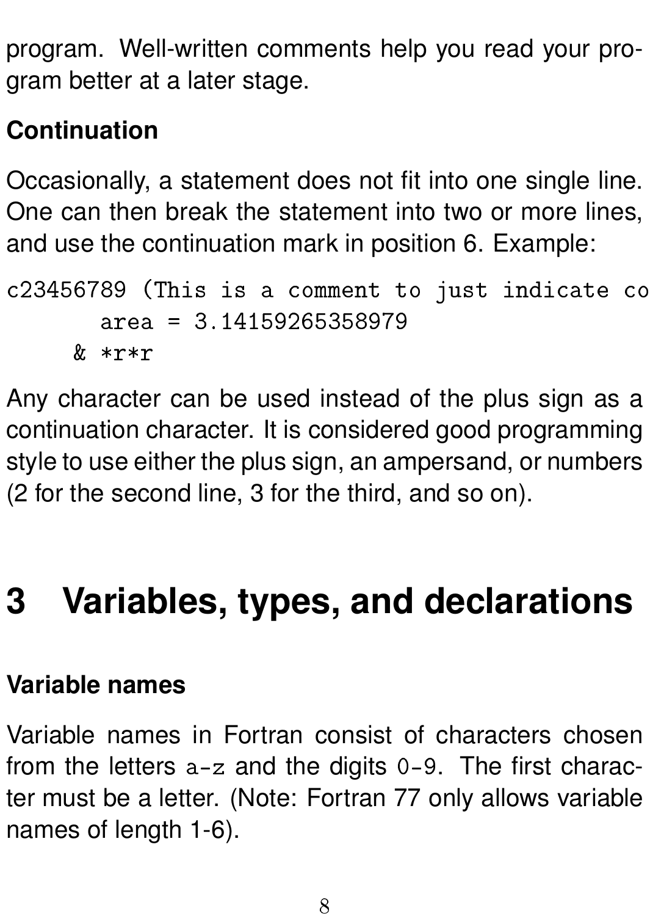program. Well-written comments help you read your program better at a later stage.

**Continuation**

Occasionally, a statement does not fit into one single line. One can then break the statement into two or more lines, and use the continuation mark in position 6. Example:

```
c23456789 (This is a comment to just indicate co
      area = 3.14159265358979
     & *r*r
```

Any character can be used instead of the plus sign as a continuation character. It is considered good programming style to use either the plus sign, an ampersand, or numbers (2 for the second line, 3 for the third, and so on).

# 3 Variables, types, and declarations

**Variable names**

Variable names in Fortran consist of characters chosen from the letters `a-z` and the digits `0-9`. The first character must be a letter. (Note: Fortran 77 only allows variable names of length 1-6).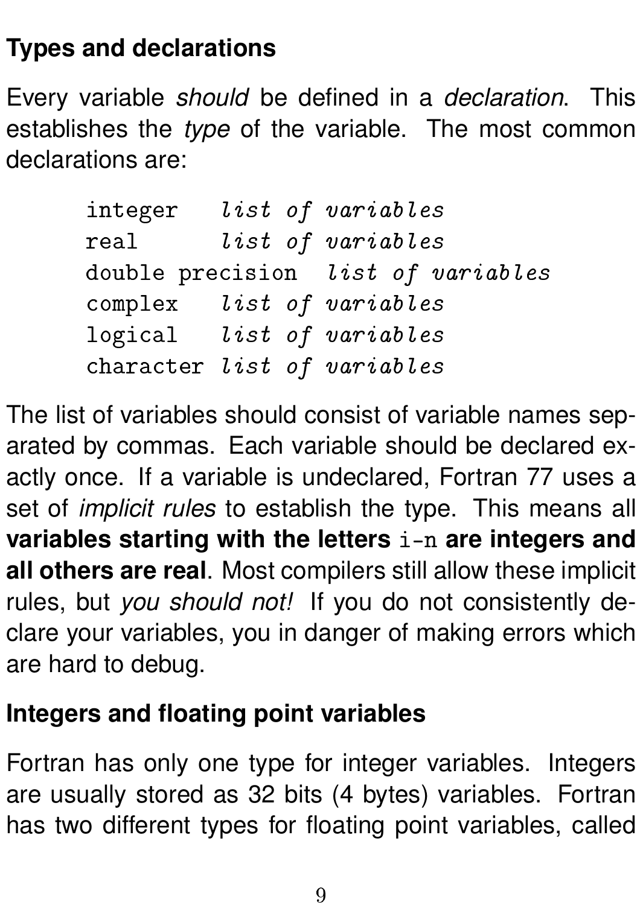## Types and declarations

Every variable *should* be defined in a *declaration*. This establishes the *type* of the variable. The most common declarations are:

```
integer   list of variables
real      list of variables
double precision  list of variables
complex   list of variables
logical   list of variables
character list of variables
```

The list of variables should consist of variable names separated by commas. Each variable should be declared exactly once. If a variable is undeclared, Fortran 77 uses a set of *implicit rules* to establish the type. This means all **variables starting with the letters `i-n` are integers and all others are real**. Most compilers still allow these implicit rules, but *you should not!* If you do not consistently declare your variables, you in danger of making errors which are hard to debug.

## Integers and floating point variables

Fortran has only one type for integer variables. Integers are usually stored as 32 bits (4 bytes) variables. Fortran has two different types for floating point variables, called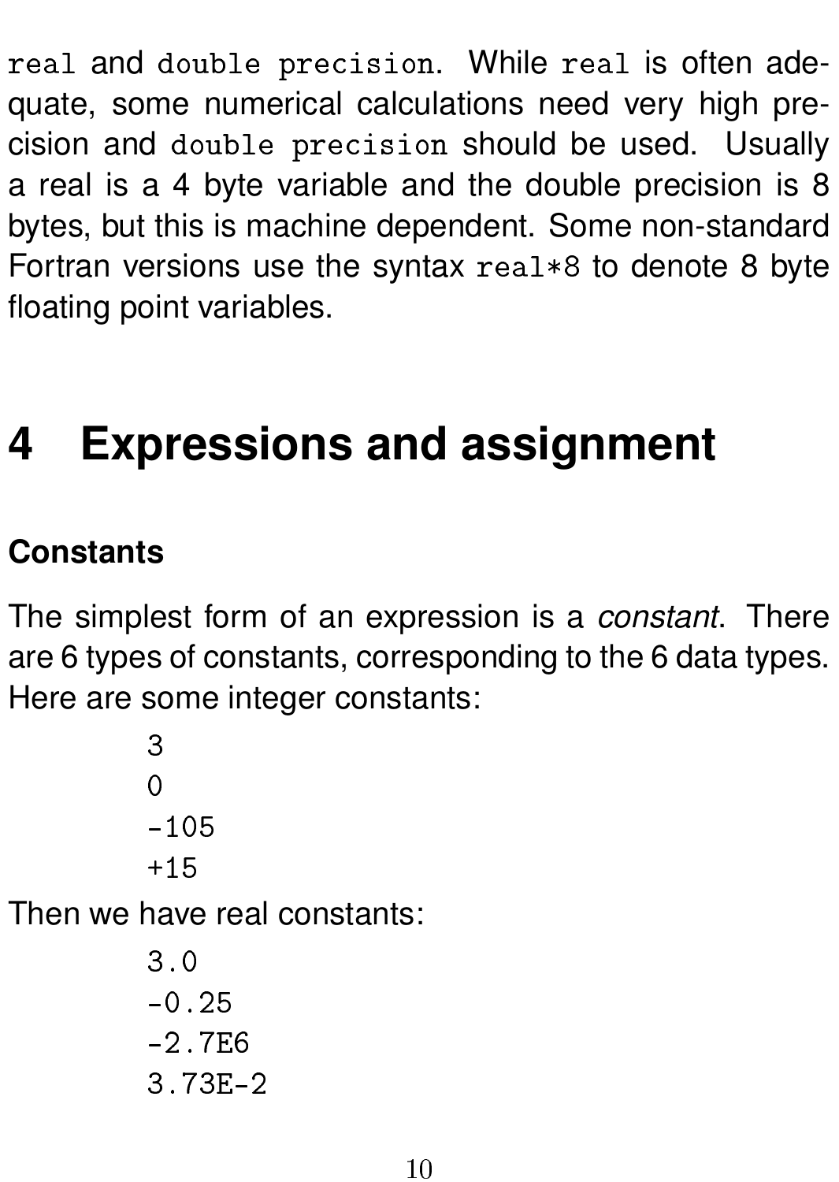`real` and `double precision`. While `real` is often adequate, some numerical calculations need very high precision and `double precision` should be used. Usually a real is a 4 byte variable and the double precision is 8 bytes, but this is machine dependent. Some non-standard Fortran versions use the syntax `real*8` to denote 8 byte floating point variables.

# 4 Expressions and assignment

### Constants

The simplest form of an expression is a *constant*. There are 6 types of constants, corresponding to the 6 data types. Here are some integer constants:

```
3
0
-105
+15
```

Then we have real constants:

```
3.0
-0.25
-2.7E6
3.73E-2
```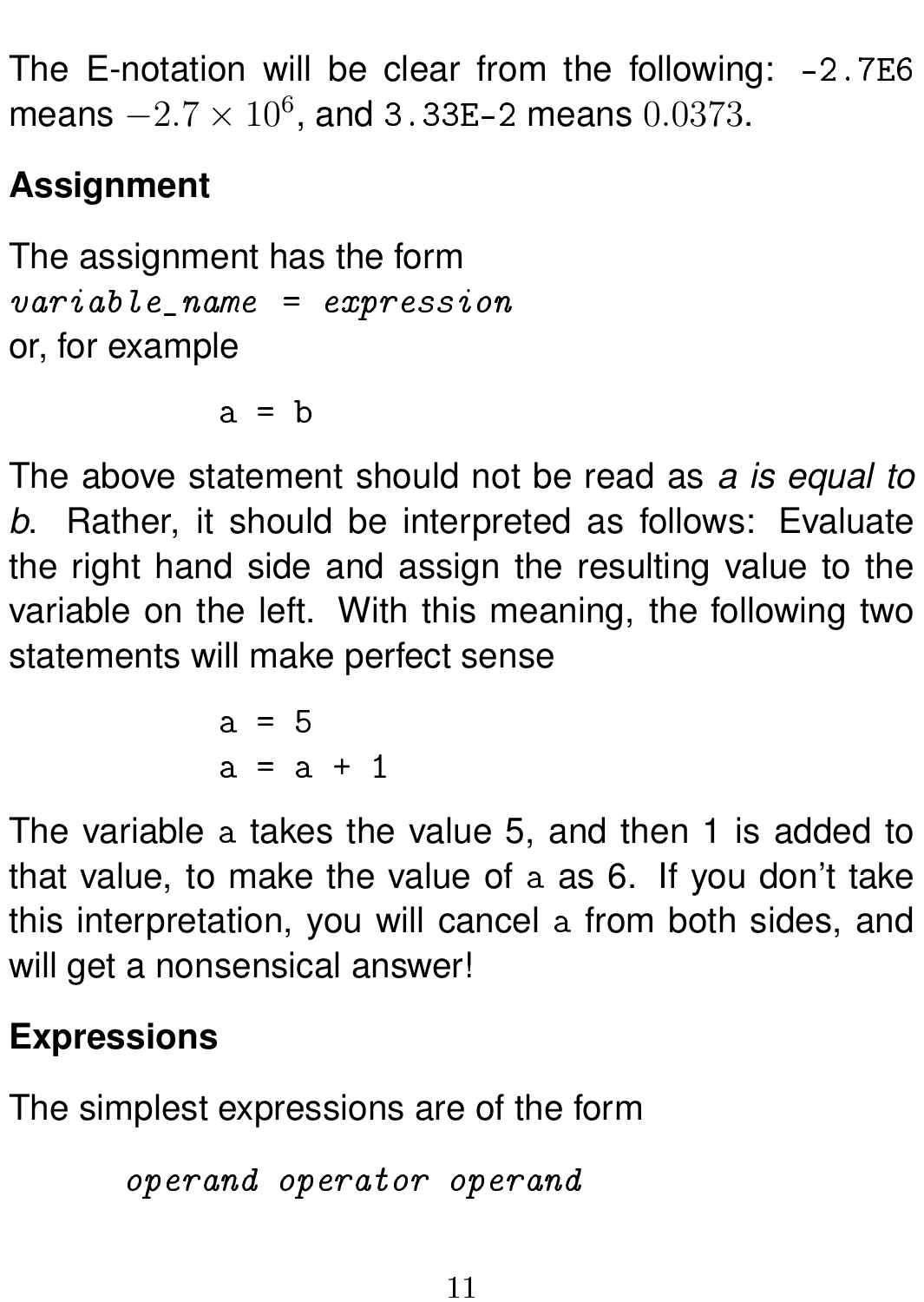The E-notation will be clear from the following: `-2.7E6` means $-2.7 \times 10^6$, and `3.33E-2` means $0.0373$.

**Assignment**

The assignment has the form
*variable_name = expression*
or, for example

```
a = b
```

The above statement should not be read as *a is equal to b*. Rather, it should be interpreted as follows: Evaluate the right hand side and assign the resulting value to the variable on the left. With this meaning, the following two statements will make perfect sense

```
a = 5
a = a + 1
```

The variable `a` takes the value 5, and then 1 is added to that value, to make the value of `a` as 6. If you don't take this interpretation, you will cancel `a` from both sides, and will get a nonsensical answer!

**Expressions**

The simplest expressions are of the form

*operand operator operand*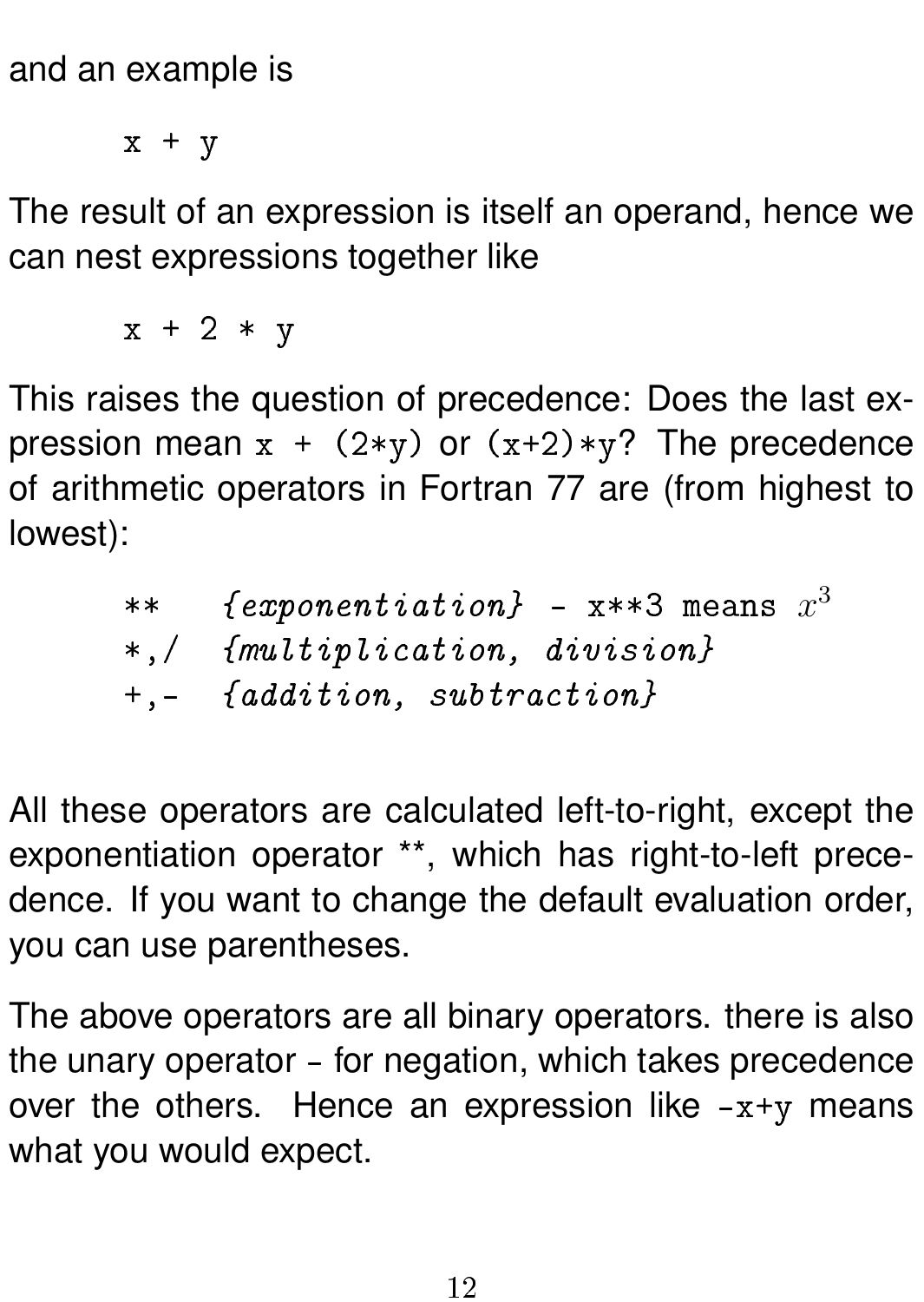and an example is

```
x + y
```

The result of an expression is itself an operand, hence we can nest expressions together like

```
x + 2 * y
```

This raises the question of precedence: Does the last expression mean `x + (2*y)` or `(x+2)*y`? The precedence of arithmetic operators in Fortran 77 are (from highest to lowest):

```
**    {exponentiation} - x**3 means x^3
*,/   {multiplication, division}
+,-   {addition, subtraction}
```

All these operators are calculated left-to-right, except the exponentiation operator **, which has right-to-left precedence. If you want to change the default evaluation order, you can use parentheses.

The above operators are all binary operators. there is also the unary operator - for negation, which takes precedence over the others. Hence an expression like `-x+y` means what you would expect.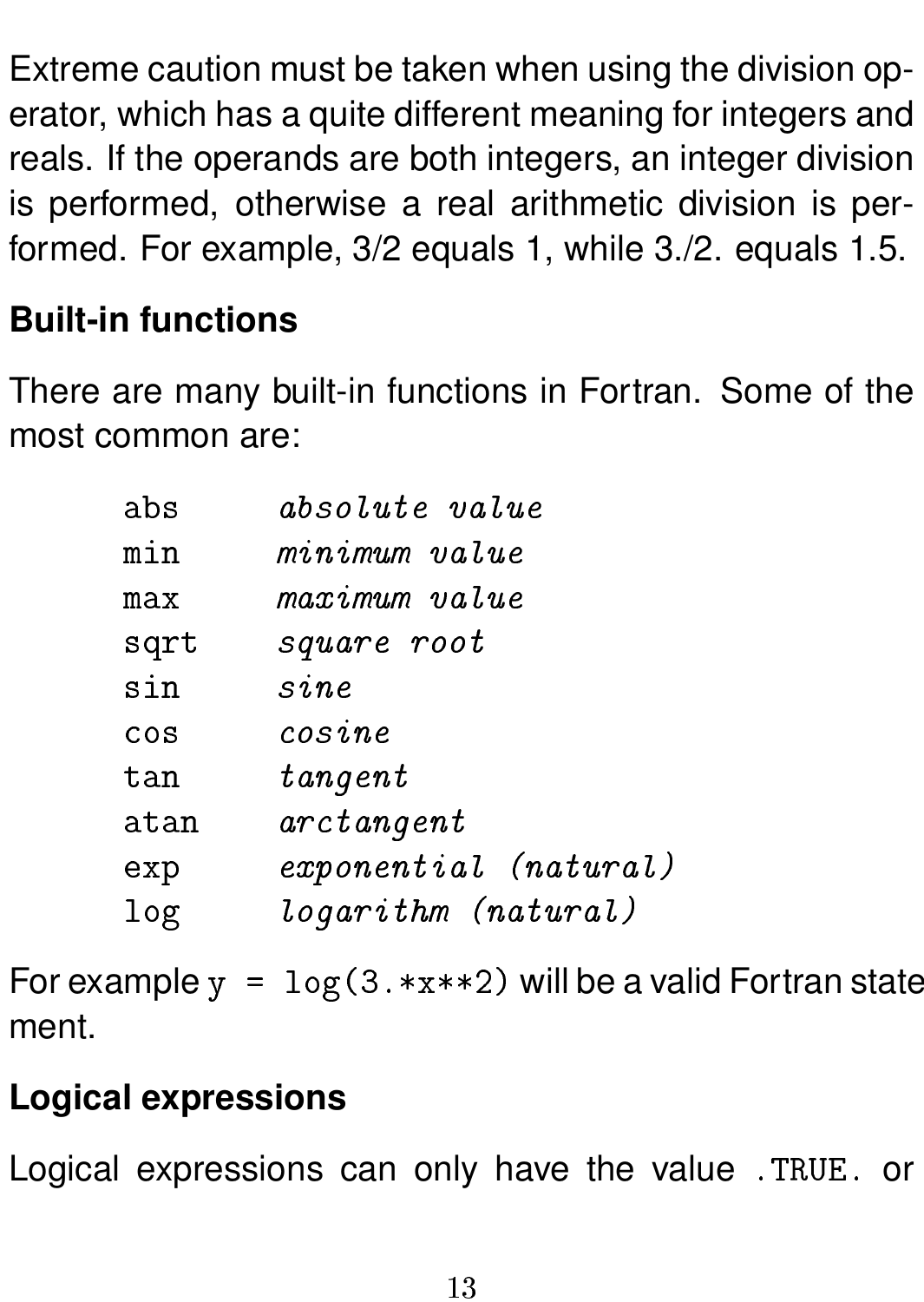Extreme caution must be taken when using the division operator, which has a quite different meaning for integers and reals. If the operands are both integers, an integer division is performed, otherwise a real arithmetic division is performed. For example, 3/2 equals 1, while 3./2. equals 1.5.

## Built-in functions

There are many built-in functions in Fortran. Some of the most common are:

```
abs     absolute value
min     minimum value
max     maximum value
sqrt    square root
sin     sine
cos     cosine
tan     tangent
atan    arctangent
exp     exponential (natural)
log     logarithm (natural)
```

For example `y = log(3.*x**2)` will be a valid Fortran statement.

## Logical expressions

Logical expressions can only have the value `.TRUE.` or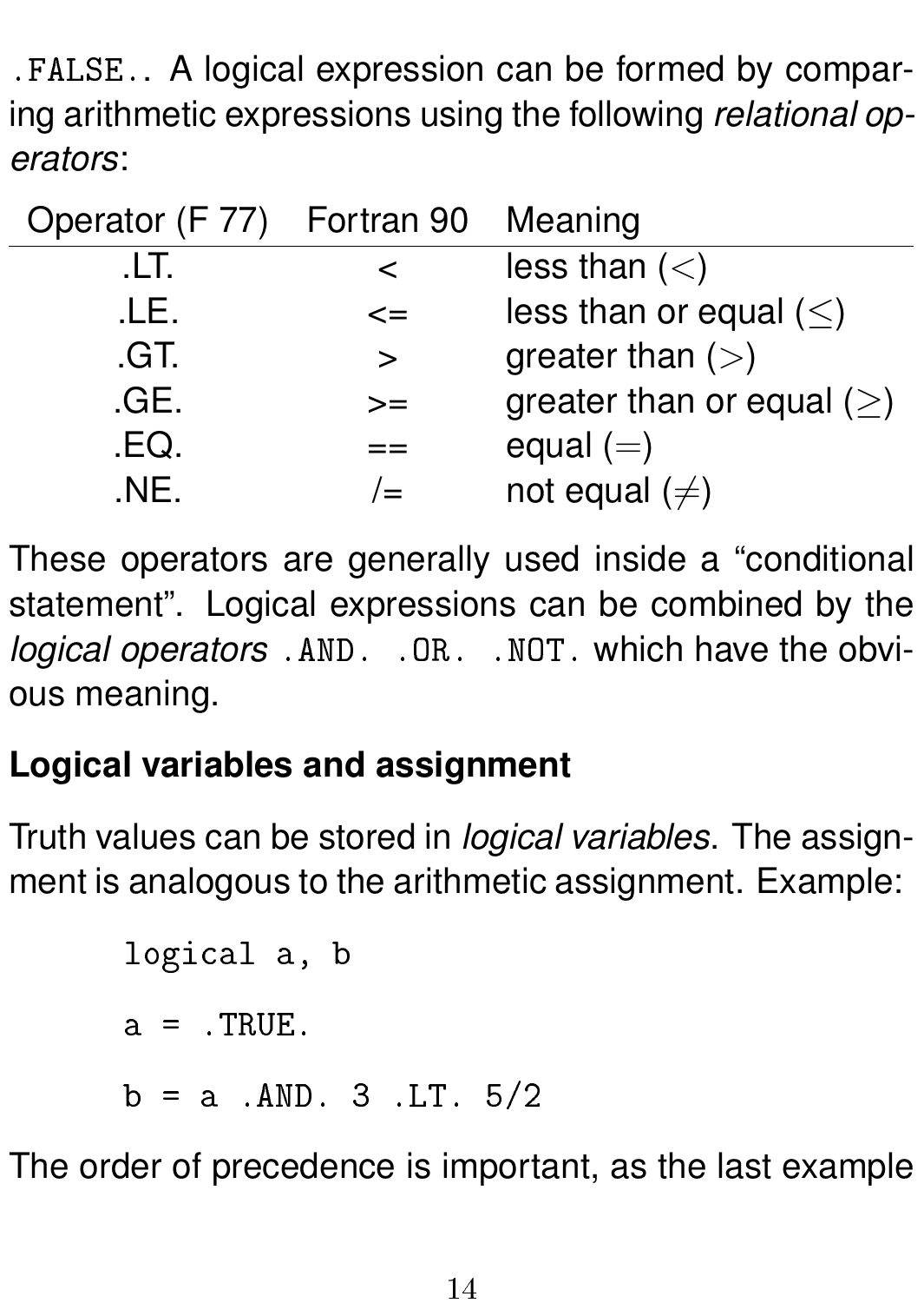`.FALSE.`. A logical expression can be formed by comparing arithmetic expressions using the following *relational operators*:

| Operator (F 77) | Fortran 90 | Meaning |
|---|---|---|
| .LT. | < | less than ($<$) |
| .LE. | <= | less than or equal ($\leq$) |
| .GT. | > | greater than ($>$) |
| .GE. | >= | greater than or equal ($\geq$) |
| .EQ. | == | equal ($=$) |
| .NE. | /= | not equal ($\neq$) |

These operators are generally used inside a "conditional statement". Logical expressions can be combined by the *logical operators* `.AND.` `.OR.` `.NOT.` which have the obvious meaning.

**Logical variables and assignment**

Truth values can be stored in *logical variables*. The assignment is analogous to the arithmetic assignment. Example:

```
      logical a, b

      a = .TRUE.

      b = a .AND. 3 .LT. 5/2
```

The order of precedence is important, as the last example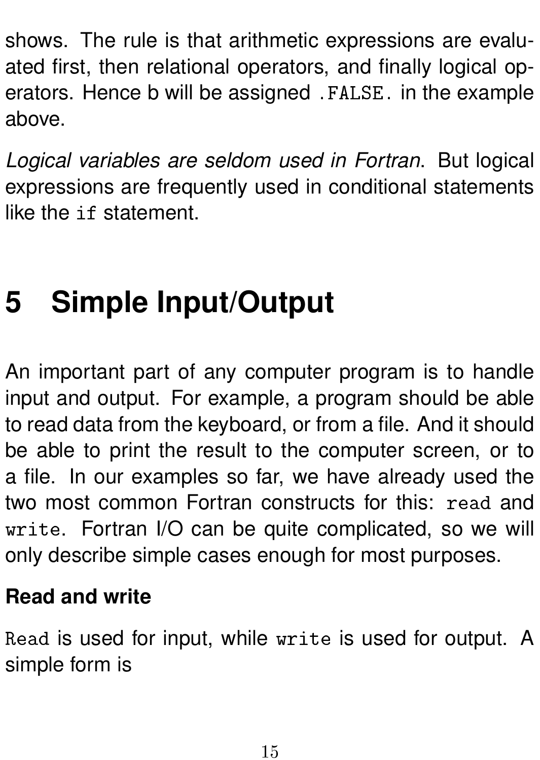shows. The rule is that arithmetic expressions are evaluated first, then relational operators, and finally logical operators. Hence b will be assigned `.FALSE.` in the example above.

*Logical variables are seldom used in Fortran*. But logical expressions are frequently used in conditional statements like the `if` statement.

# 5 Simple Input/Output

An important part of any computer program is to handle input and output. For example, a program should be able to read data from the keyboard, or from a file. And it should be able to print the result to the computer screen, or to a file. In our examples so far, we have already used the two most common Fortran constructs for this: `read` and `write`. Fortran I/O can be quite complicated, so we will only describe simple cases enough for most purposes.

**Read and write**

`Read` is used for input, while `write` is used for output. A simple form is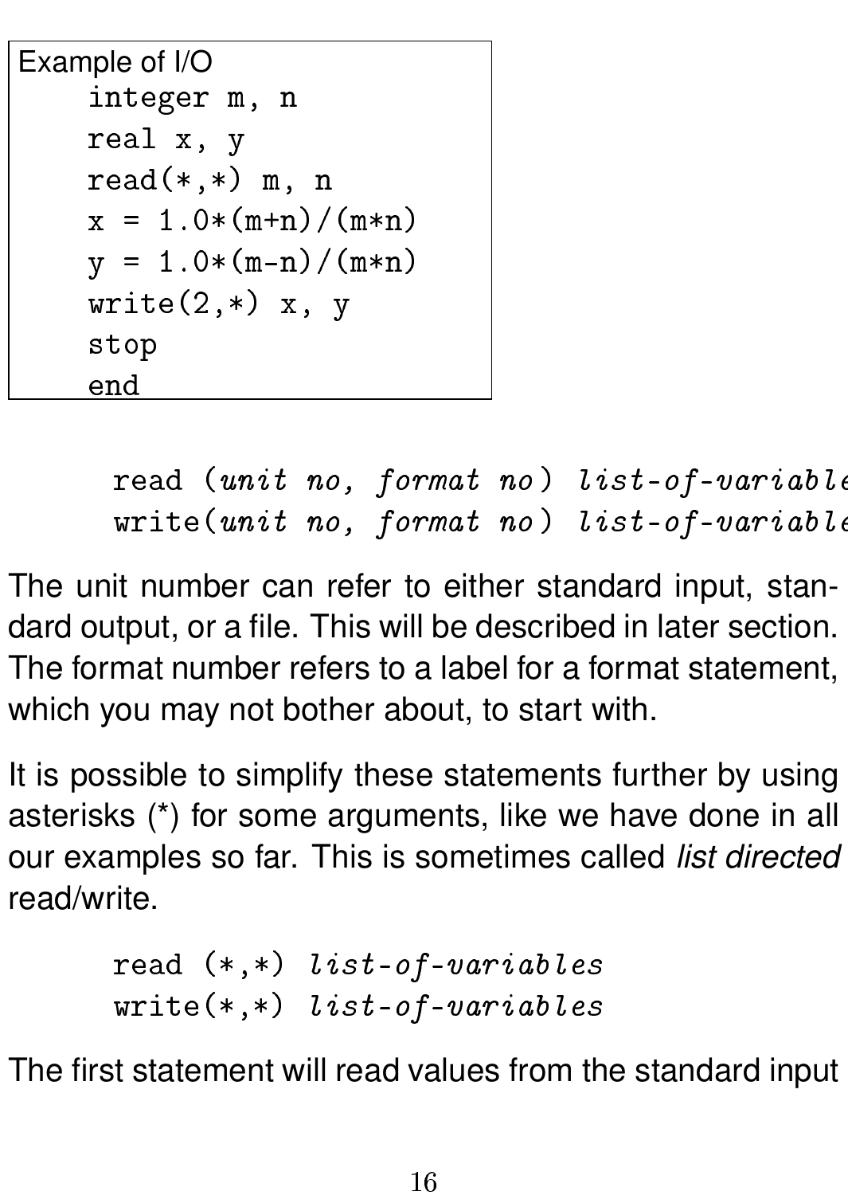```
Example of I/O
    integer m, n
    real x, y
    read(*,*) m, n
    x = 1.0*(m+n)/(m*n)
    y = 1.0*(m-n)/(m*n)
    write(2,*) x, y
    stop
    end
```

```
      read (unit no, format no) list-of-variables
      write(unit no, format no) list-of-variables
```

The unit number can refer to either standard input, standard output, or a file. This will be described in later section. The format number refers to a label for a format statement, which you may not bother about, to start with.

It is possible to simplify these statements further by using asterisks (*) for some arguments, like we have done in all our examples so far. This is sometimes called *list directed* read/write.

```
      read (*,*) list-of-variables
      write(*,*) list-of-variables
```

The first statement will read values from the standard input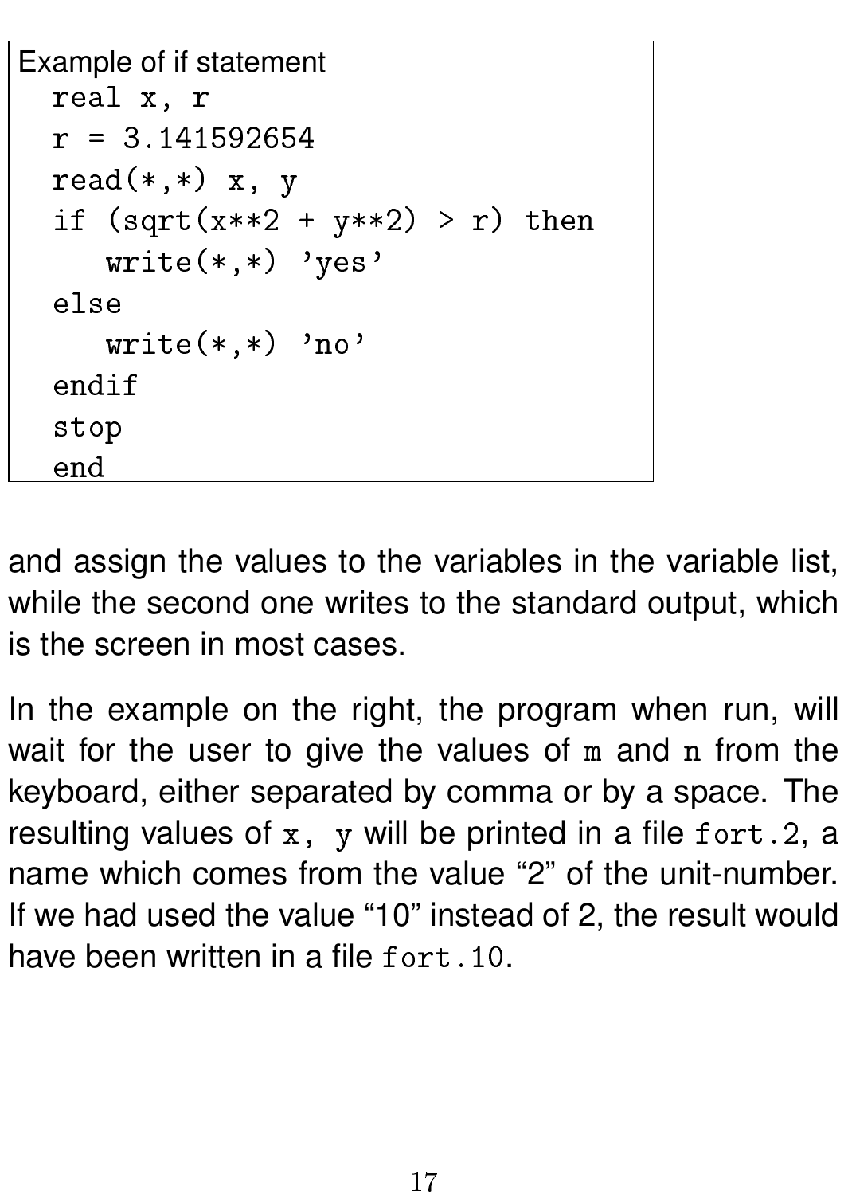Example of if statement

```
real x, r
r = 3.141592654
read(*,*) x, y
if (sqrt(x**2 + y**2) > r) then
   write(*,*) 'yes'
else
   write(*,*) 'no'
endif
stop
end
```

and assign the values to the variables in the variable list, while the second one writes to the standard output, which is the screen in most cases.

In the example on the right, the program when run, will wait for the user to give the values of `m` and `n` from the keyboard, either separated by comma or by a space. The resulting values of `x, y` will be printed in a file `fort.2`, a name which comes from the value “2” of the unit-number. If we had used the value “10” instead of 2, the result would have been written in a file `fort.10`.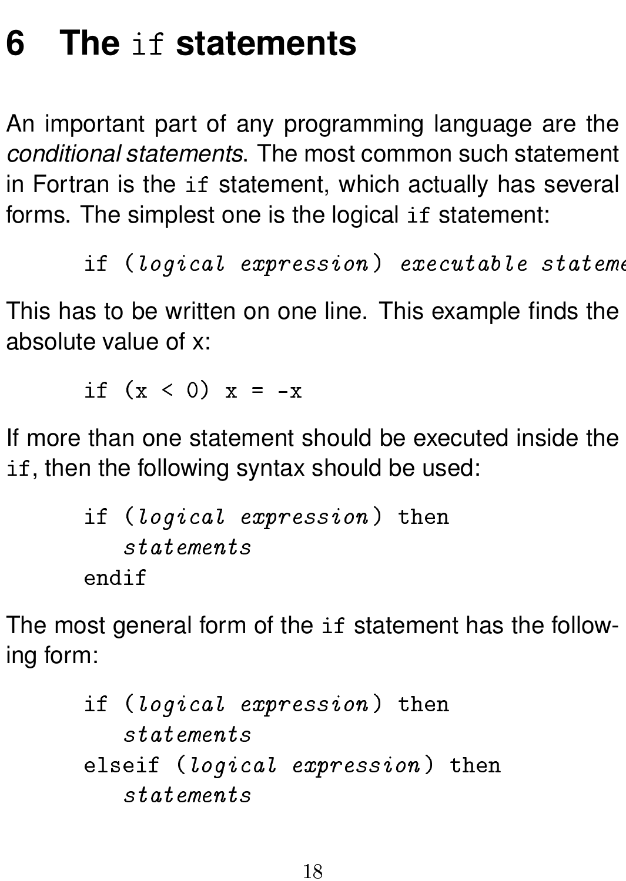# 6 The `if` statements

An important part of any programming language are the *conditional statements*. The most common such statement in Fortran is the `if` statement, which actually has several forms. The simplest one is the logical `if` statement:

```
      if (logical expression) executable stateme
```

This has to be written on one line. This example finds the absolute value of x:

```
      if (x < 0) x = -x
```

If more than one statement should be executed inside the `if`, then the following syntax should be used:

```
      if (logical expression) then
         statements
      endif
```

The most general form of the `if` statement has the following form:

```
      if (logical expression) then
         statements
      elseif (logical expression) then
         statements
```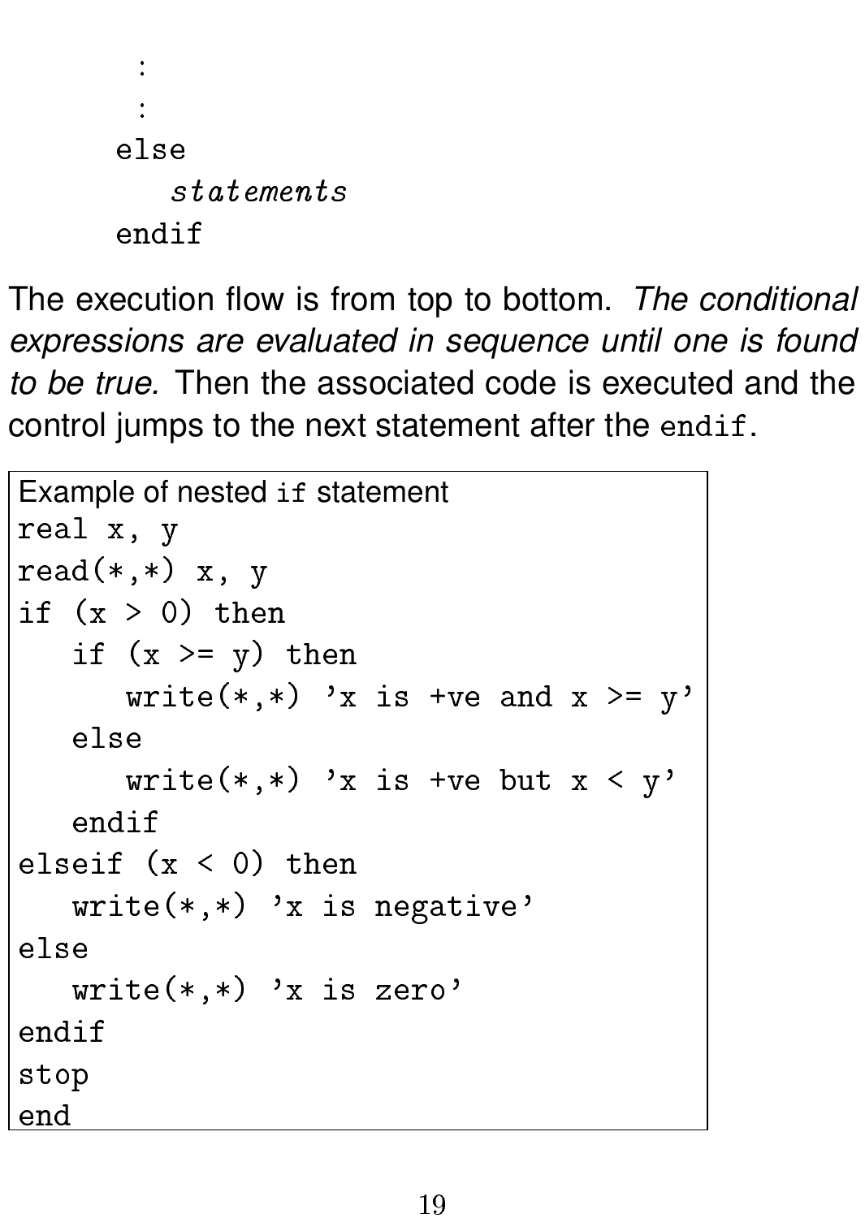```
      :
      :
    else
       statements
    endif
```

The execution flow is from top to bottom. *The conditional expressions are evaluated in sequence until one is found to be true.* Then the associated code is executed and the control jumps to the next statement after the `endif`.

Example of nested `if` statement

```
real x, y
read(*,*) x, y
if (x > 0) then
   if (x >= y) then
      write(*,*) 'x is +ve and x >= y'
   else
      write(*,*) 'x is +ve but x < y'
   endif
elseif (x < 0) then
   write(*,*) 'x is negative'
else
   write(*,*) 'x is zero'
endif
stop
end
```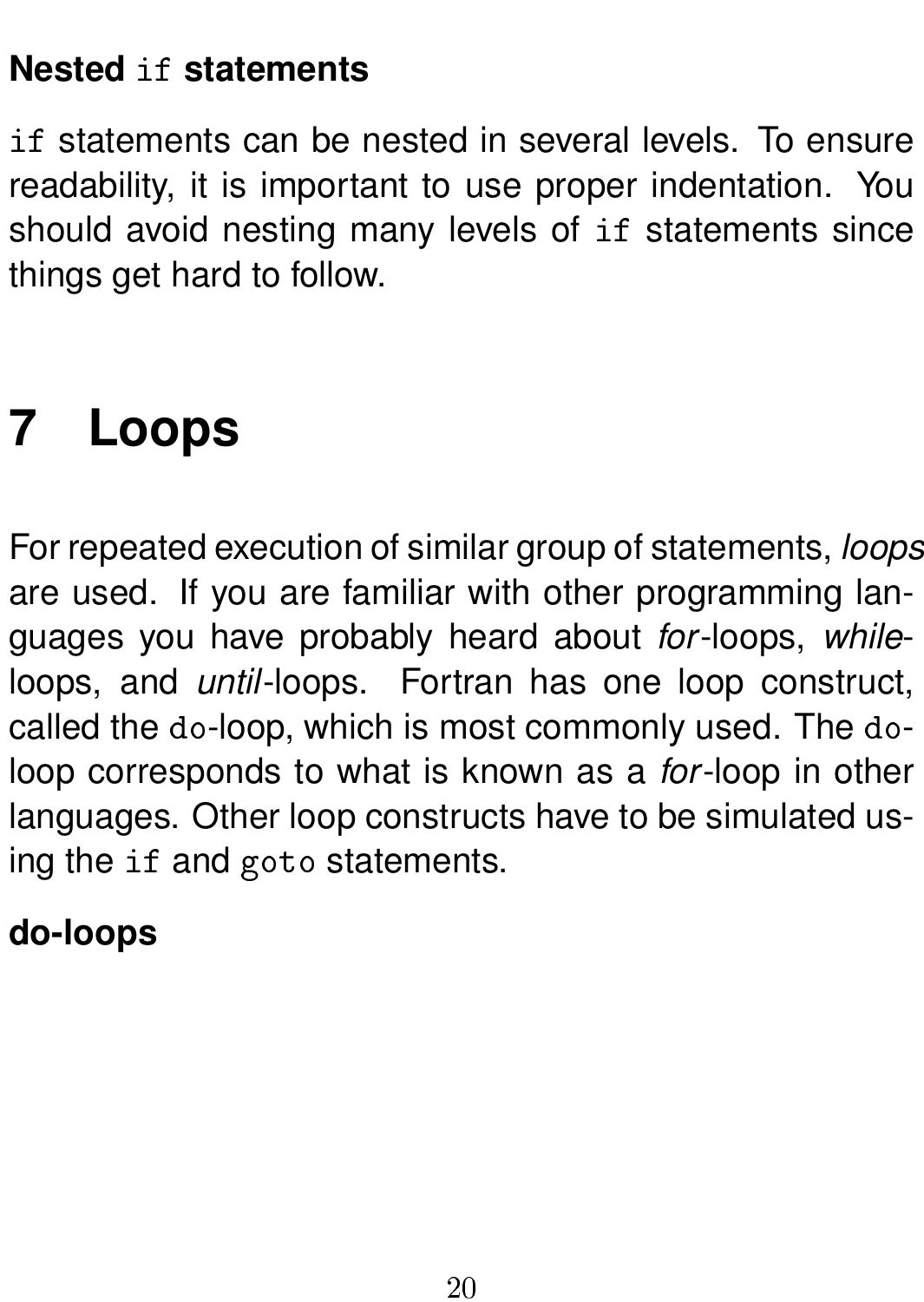### Nested `if` statements

`if` statements can be nested in several levels. To ensure readability, it is important to use proper indentation. You should avoid nesting many levels of `if` statements since things get hard to follow.

# 7 Loops

For repeated execution of similar group of statements, *loops* are used. If you are familiar with other programming languages you have probably heard about *for*-loops, *while*-loops, and *until*-loops. Fortran has one loop construct, called the `do`-loop, which is most commonly used. The `do`-loop corresponds to what is known as a *for*-loop in other languages. Other loop constructs have to be simulated using the `if` and `goto` statements.

### do-loops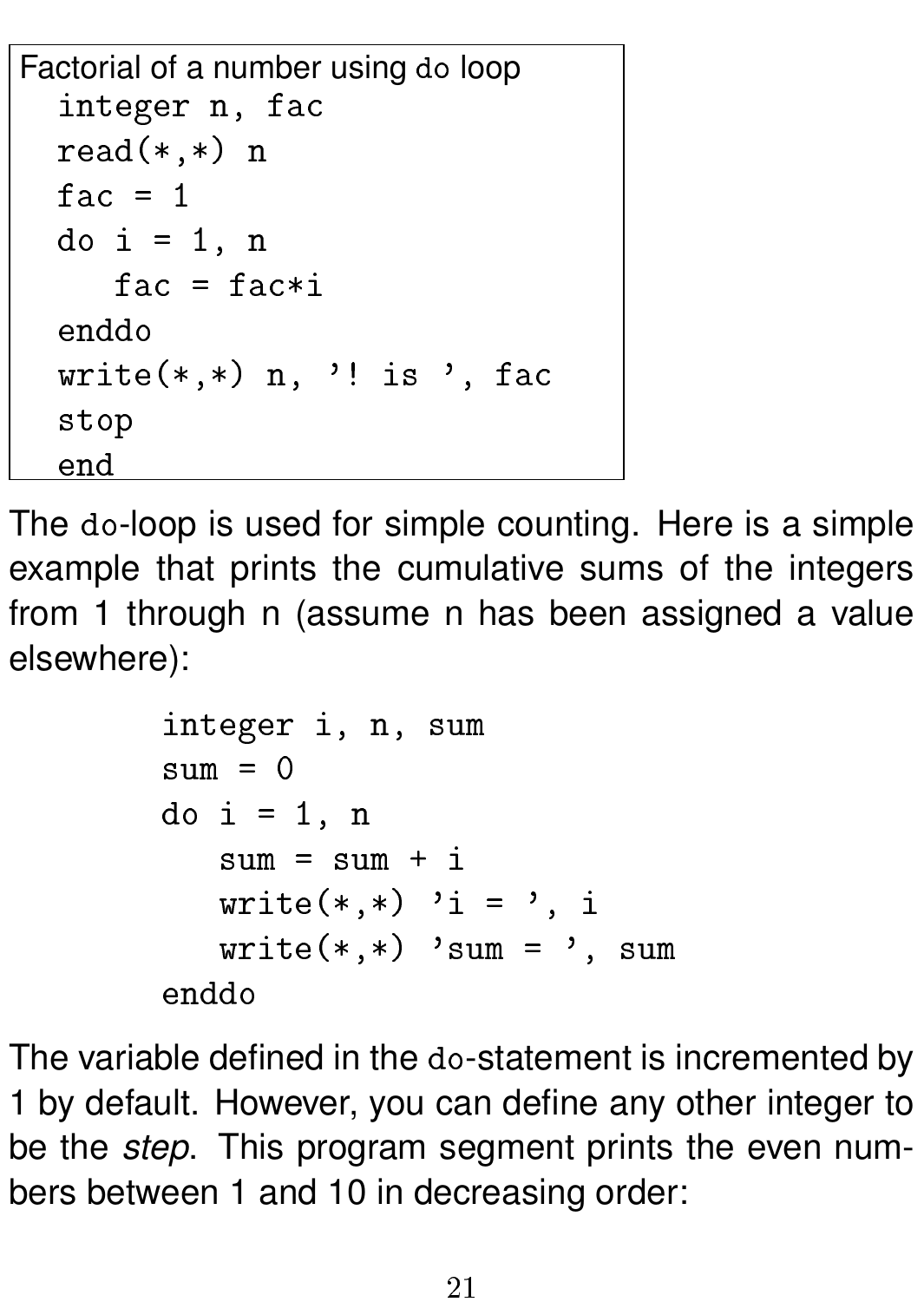Factorial of a number using `do` loop

```
integer n, fac
read(*,*) n
fac = 1
do i = 1, n
   fac = fac*i
enddo
write(*,*) n, '! is ', fac
stop
end
```

The `do`-loop is used for simple counting. Here is a simple example that prints the cumulative sums of the integers from 1 through n (assume n has been assigned a value elsewhere):

```
integer i, n, sum
sum = 0
do i = 1, n
   sum = sum + i
   write(*,*) 'i = ', i
   write(*,*) 'sum = ', sum
enddo
```

The variable defined in the `do`-statement is incremented by 1 by default. However, you can define any other integer to be the *step*. This program segment prints the even numbers between 1 and 10 in decreasing order: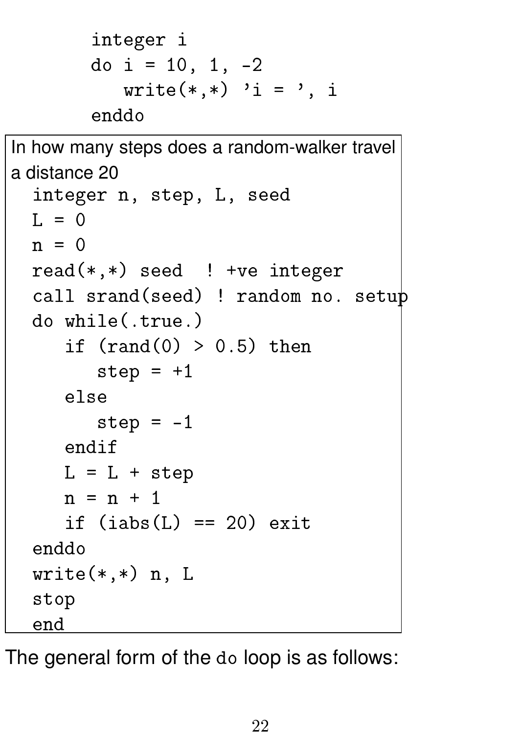```
      integer i
      do i = 10, 1, -2
         write(*,*) 'i = ', i
      enddo
```

In how many steps does a random-walker travel a distance 20

```
  integer n, step, L, seed
  L = 0
  n = 0
  read(*,*) seed  ! +ve integer
  call srand(seed) ! random no. setup
  do while(.true.)
     if (rand(0) > 0.5) then
        step = +1
     else
        step = -1
     endif
     L = L + step
     n = n + 1
     if (iabs(L) == 20) exit
  enddo
  write(*,*) n, L
  stop
  end
```

The general form of the `do` loop is as follows: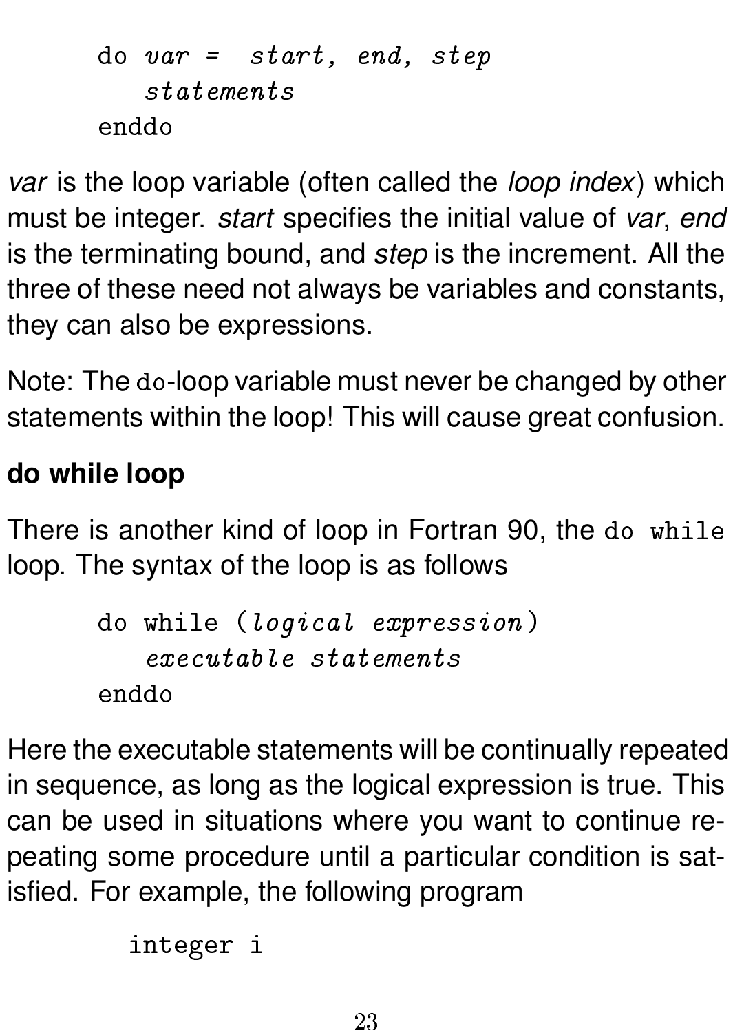```
do var = start, end, step
   statements
enddo
```

*var* is the loop variable (often called the *loop index*) which must be integer. *start* specifies the initial value of *var*, *end* is the terminating bound, and *step* is the increment. All the three of these need not always be variables and constants, they can also be expressions.

Note: The `do`-loop variable must never be changed by other statements within the loop! This will cause great confusion.

**do while loop**

There is another kind of loop in Fortran 90, the `do while` loop. The syntax of the loop is as follows

```
do while (logical expression)
   executable statements
enddo
```

Here the executable statements will be continually repeated in sequence, as long as the logical expression is true. This can be used in situations where you want to continue repeating some procedure until a particular condition is satisfied. For example, the following program

```
   integer i
```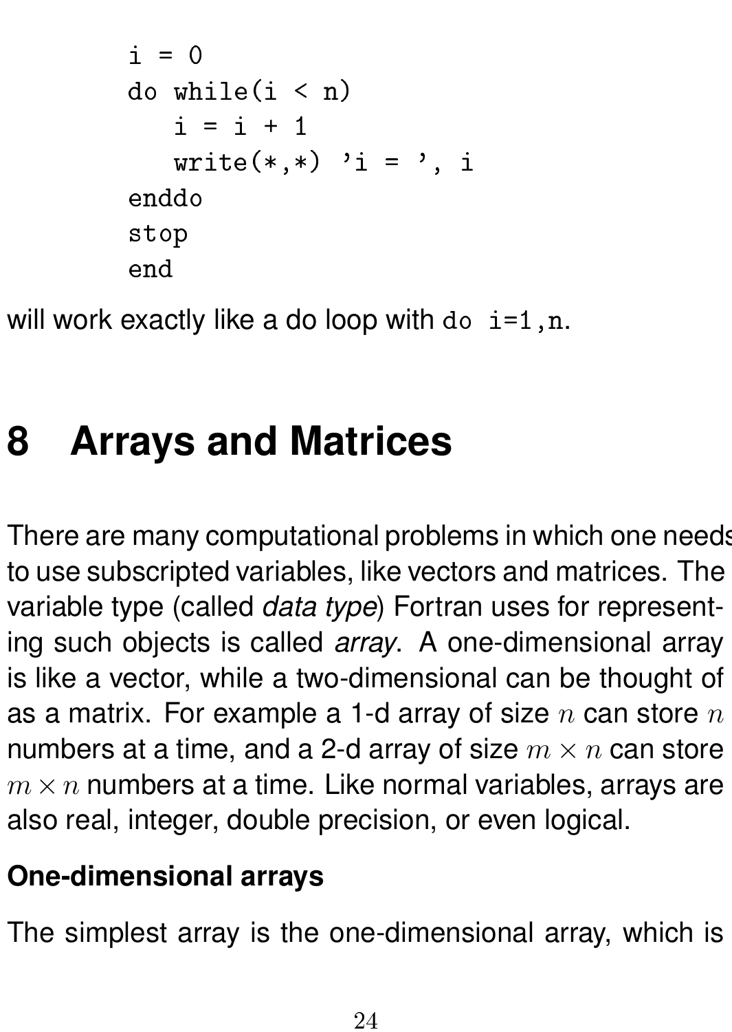```
      i = 0
      do while(i < n)
         i = i + 1
         write(*,*) 'i = ', i
      enddo
      stop
      end
```

will work exactly like a do loop with `do i=1,n`.

# 8 Arrays and Matrices

There are many computational problems in which one needs to use subscripted variables, like vectors and matrices. The variable type (called *data type*) Fortran uses for representing such objects is called *array*. A one-dimensional array is like a vector, while a two-dimensional can be thought of as a matrix. For example a 1-d array of size $n$ can store $n$ numbers at a time, and a 2-d array of size $m \times n$ can store $m \times n$ numbers at a time. Like normal variables, arrays are also real, integer, double precision, or even logical.

**One-dimensional arrays**

The simplest array is the one-dimensional array, which is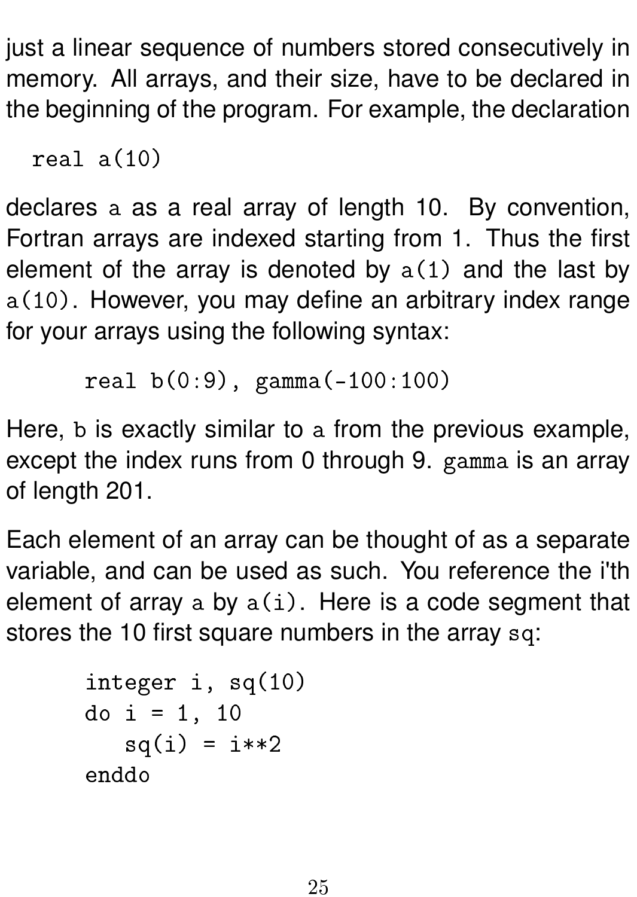just a linear sequence of numbers stored consecutively in memory. All arrays, and their size, have to be declared in the beginning of the program. For example, the declaration

```
real a(10)
```

declares `a` as a real array of length 10. By convention, Fortran arrays are indexed starting from 1. Thus the first element of the array is denoted by `a(1)` and the last by `a(10)`. However, you may define an arbitrary index range for your arrays using the following syntax:

```
      real b(0:9), gamma(-100:100)
```

Here, `b` is exactly similar to `a` from the previous example, except the index runs from 0 through 9. `gamma` is an array of length 201.

Each element of an array can be thought of as a separate variable, and can be used as such. You reference the i'th element of array `a` by `a(i)`. Here is a code segment that stores the 10 first square numbers in the array `sq`:

```
      integer i, sq(10)
      do i = 1, 10
         sq(i) = i**2
      enddo
```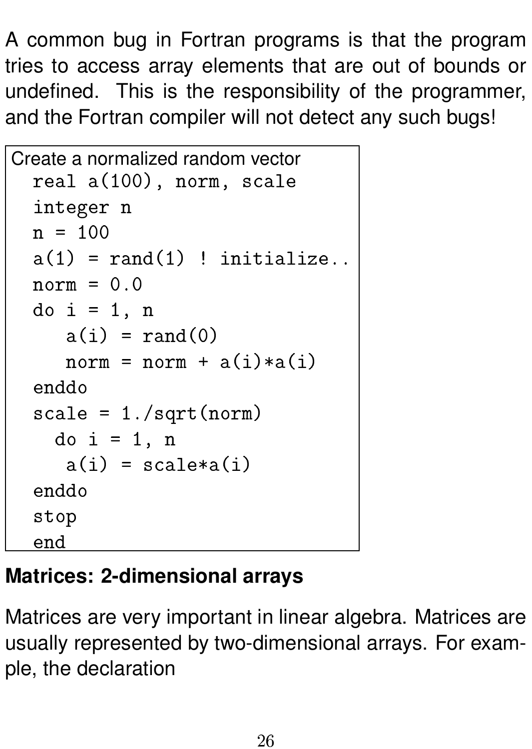A common bug in Fortran programs is that the program tries to access array elements that are out of bounds or undefined. This is the responsibility of the programmer, and the Fortran compiler will not detect any such bugs!

Create a normalized random vector

```
  real a(100), norm, scale
  integer n
  n = 100
  a(1) = rand(1) ! initialize..
  norm = 0.0
  do i = 1, n
     a(i) = rand(0)
     norm = norm + a(i)*a(i)
  enddo
  scale = 1./sqrt(norm)
    do i = 1, n
     a(i) = scale*a(i)
  enddo
  stop
  end
```

**Matrices: 2-dimensional arrays**

Matrices are very important in linear algebra. Matrices are usually represented by two-dimensional arrays. For example, the declaration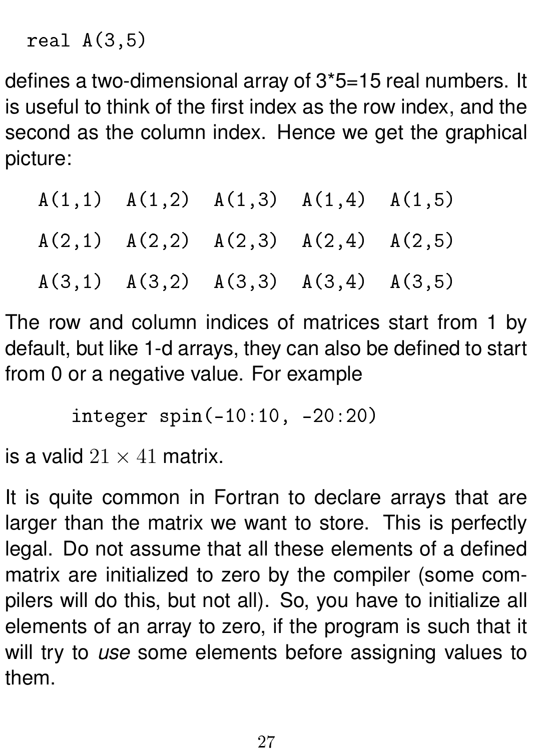```
real A(3,5)
```

defines a two-dimensional array of 3*5=15 real numbers. It is useful to think of the first index as the row index, and the second as the column index. Hence we get the graphical picture:

```
A(1,1)  A(1,2)  A(1,3)  A(1,4)  A(1,5)

A(2,1)  A(2,2)  A(2,3)  A(2,4)  A(2,5)

A(3,1)  A(3,2)  A(3,3)  A(3,4)  A(3,5)
```

The row and column indices of matrices start from 1 by default, but like 1-d arrays, they can also be defined to start from 0 or a negative value. For example

```
      integer spin(-10:10, -20:20)
```

is a valid $21 \times 41$ matrix.

It is quite common in Fortran to declare arrays that are larger than the matrix we want to store. This is perfectly legal. Do not assume that all these elements of a defined matrix are initialized to zero by the compiler (some compilers will do this, but not all). So, you have to initialize all elements of an array to zero, if the program is such that it will try to *use* some elements before assigning values to them.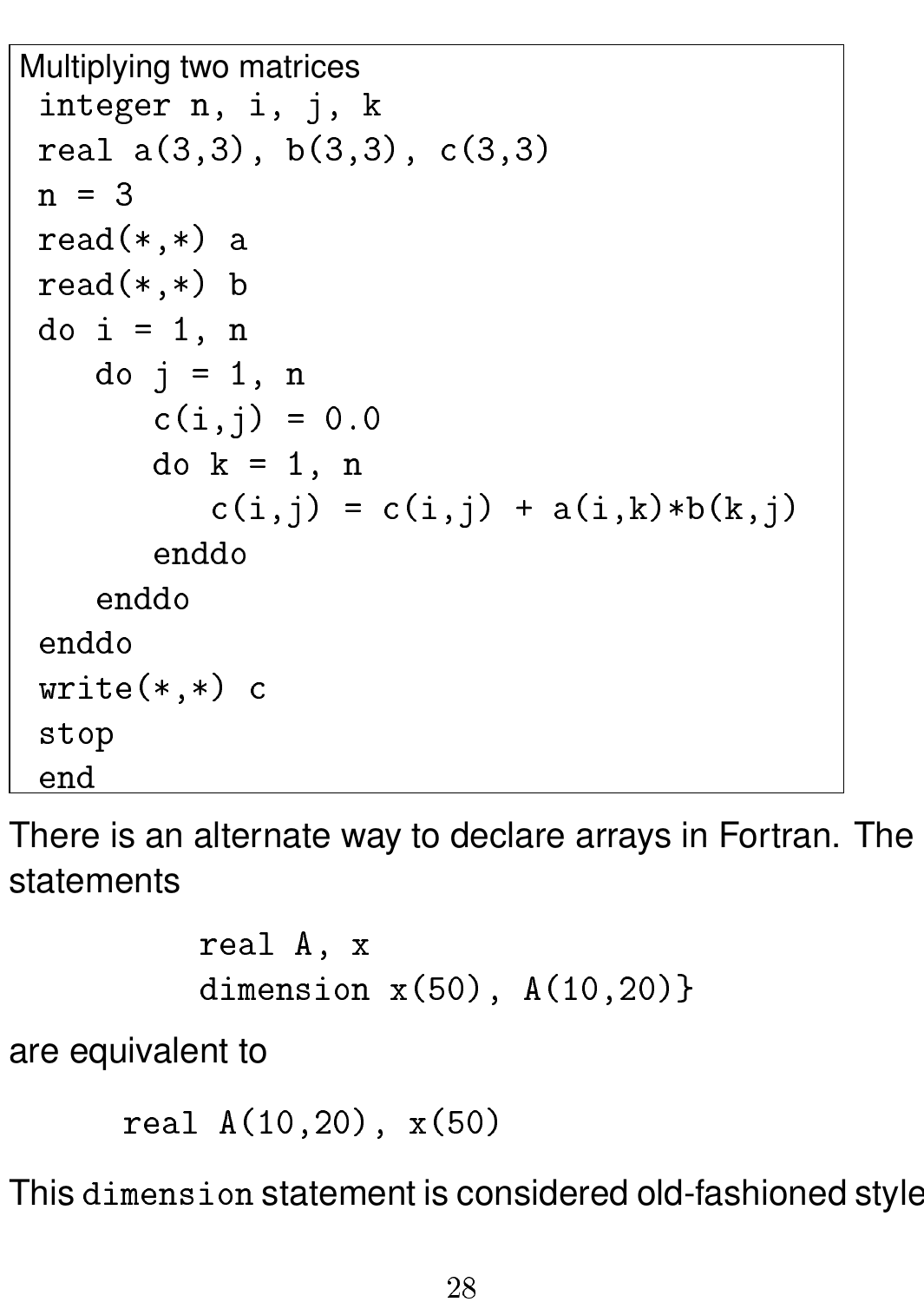Multiplying two matrices

```
integer n, i, j, k
real a(3,3), b(3,3), c(3,3)
n = 3
read(*,*) a
read(*,*) b
do i = 1, n
   do j = 1, n
      c(i,j) = 0.0
      do k = 1, n
         c(i,j) = c(i,j) + a(i,k)*b(k,j)
      enddo
   enddo
enddo
write(*,*) c
stop
end
```

There is an alternate way to declare arrays in Fortran. The statements

```
real A, x
dimension x(50), A(10,20)}
```

are equivalent to

```
real A(10,20), x(50)
```

This `dimension` statement is considered old-fashioned style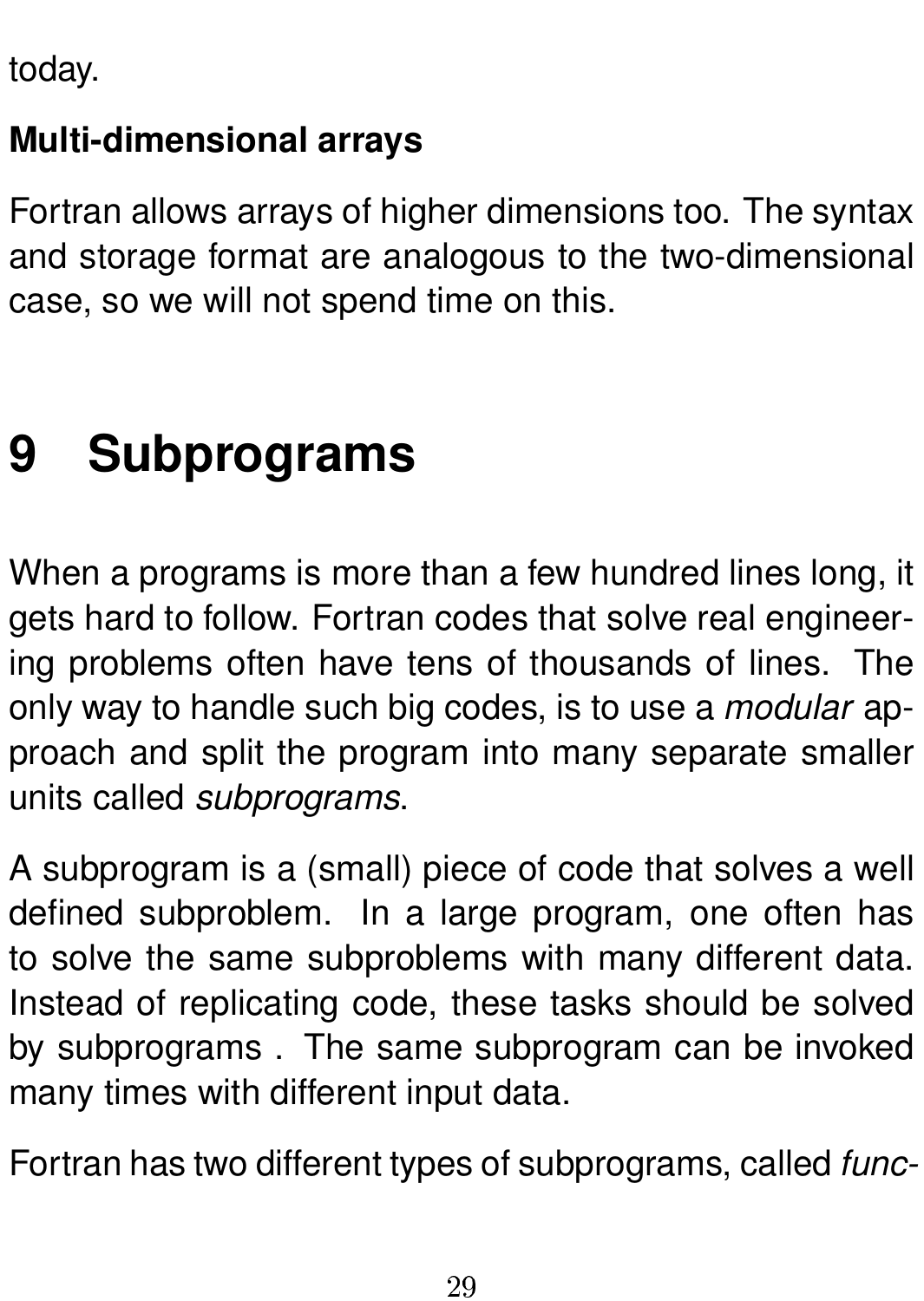today.

**Multi-dimensional arrays**

Fortran allows arrays of higher dimensions too. The syntax and storage format are analogous to the two-dimensional case, so we will not spend time on this.

# 9 Subprograms

When a programs is more than a few hundred lines long, it gets hard to follow. Fortran codes that solve real engineering problems often have tens of thousands of lines. The only way to handle such big codes, is to use a *modular* approach and split the program into many separate smaller units called *subprograms*.

A subprogram is a (small) piece of code that solves a well defined subproblem. In a large program, one often has to solve the same subproblems with many different data. Instead of replicating code, these tasks should be solved by subprograms . The same subprogram can be invoked many times with different input data.

Fortran has two different types of subprograms, called *func-*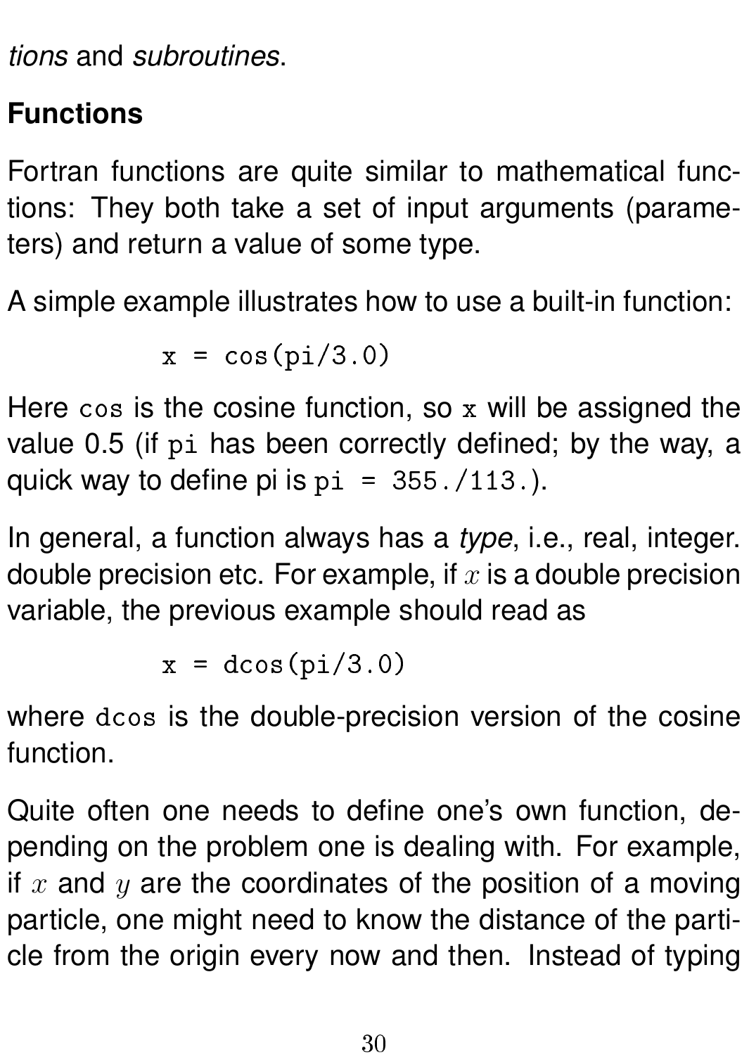*tions* and *subroutines*.

**Functions**

Fortran functions are quite similar to mathematical functions: They both take a set of input arguments (parameters) and return a value of some type.

A simple example illustrates how to use a built-in function:

```
      x = cos(pi/3.0)
```

Here `cos` is the cosine function, so `x` will be assigned the value 0.5 (if `pi` has been correctly defined; by the way, a quick way to define pi is `pi = 355./113.`).

In general, a function always has a *type*, i.e., real, integer. double precision etc. For example, if $x$ is a double precision variable, the previous example should read as

```
      x = dcos(pi/3.0)
```

where `dcos` is the double-precision version of the cosine function.

Quite often one needs to define one's own function, depending on the problem one is dealing with. For example, if $x$ and $y$ are the coordinates of the position of a moving particle, one might need to know the distance of the particle from the origin every now and then. Instead of typing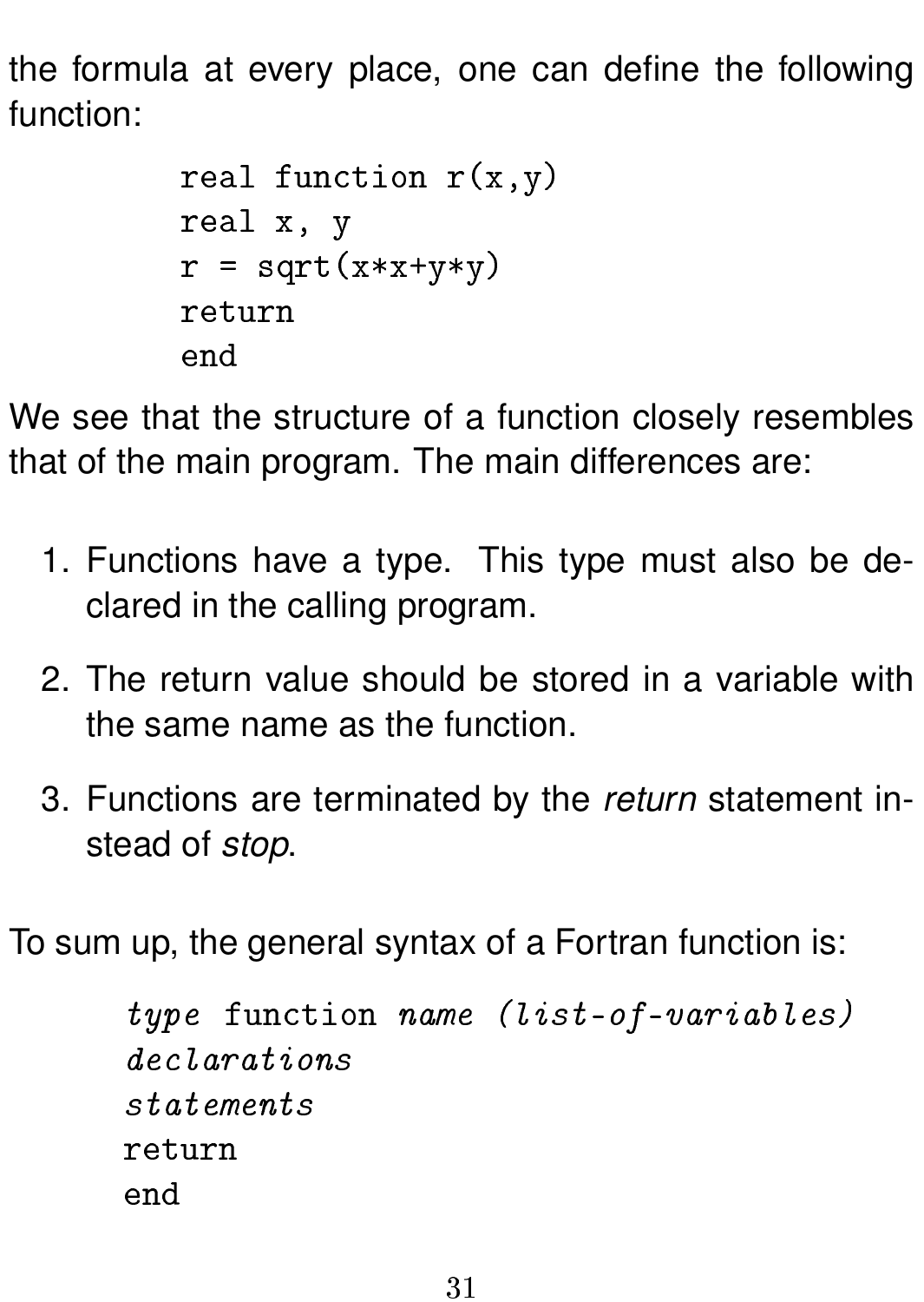the formula at every place, one can define the following function:

```
      real function r(x,y)
      real x, y
      r = sqrt(x*x+y*y)
      return
      end
```

We see that the structure of a function closely resembles that of the main program. The main differences are:

1. Functions have a type. This type must also be declared in the calling program.
2. The return value should be stored in a variable with the same name as the function.
3. Functions are terminated by the *return* statement instead of *stop*.

To sum up, the general syntax of a Fortran function is:

```
    type function name (list-of-variables)
    declarations
    statements
    return
    end
```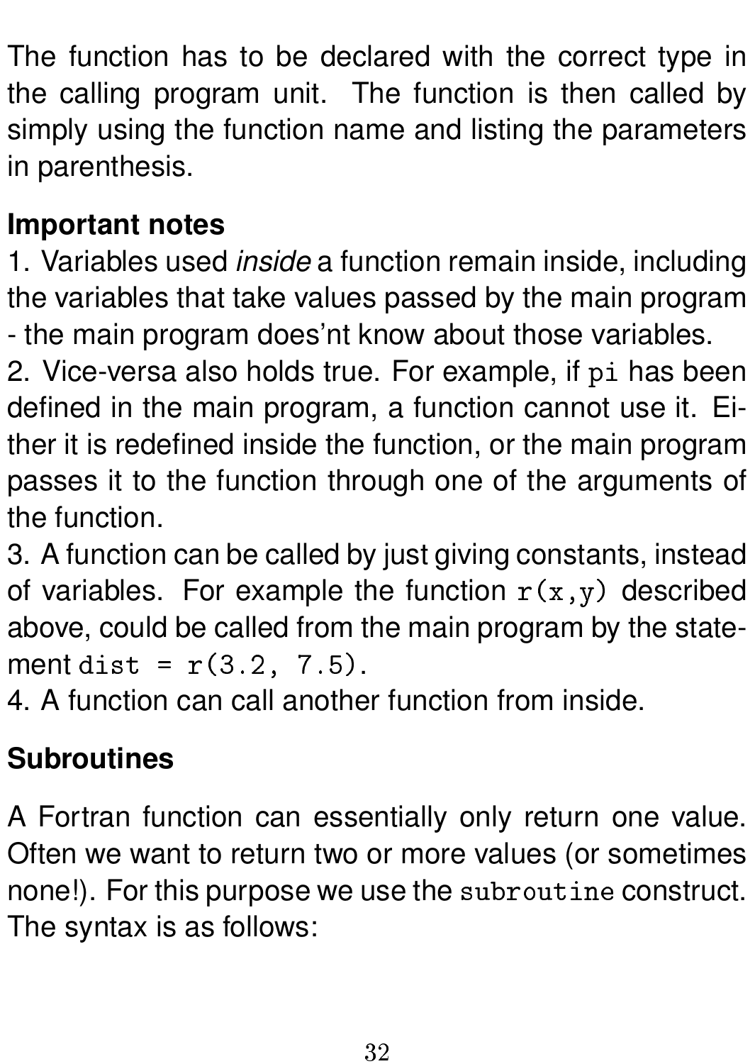The function has to be declared with the correct type in the calling program unit. The function is then called by simply using the function name and listing the parameters in parenthesis.

**Important notes**

1. Variables used *inside* a function remain inside, including the variables that take values passed by the main program - the main program does'nt know about those variables.
2. Vice-versa also holds true. For example, if `pi` has been defined in the main program, a function cannot use it. Either it is redefined inside the function, or the main program passes it to the function through one of the arguments of the function.
3. A function can be called by just giving constants, instead of variables. For example the function `r(x,y)` described above, could be called from the main program by the statement `dist = r(3.2, 7.5)`.
4. A function can call another function from inside.

**Subroutines**

A Fortran function can essentially only return one value. Often we want to return two or more values (or sometimes none!). For this purpose we use the `subroutine` construct. The syntax is as follows: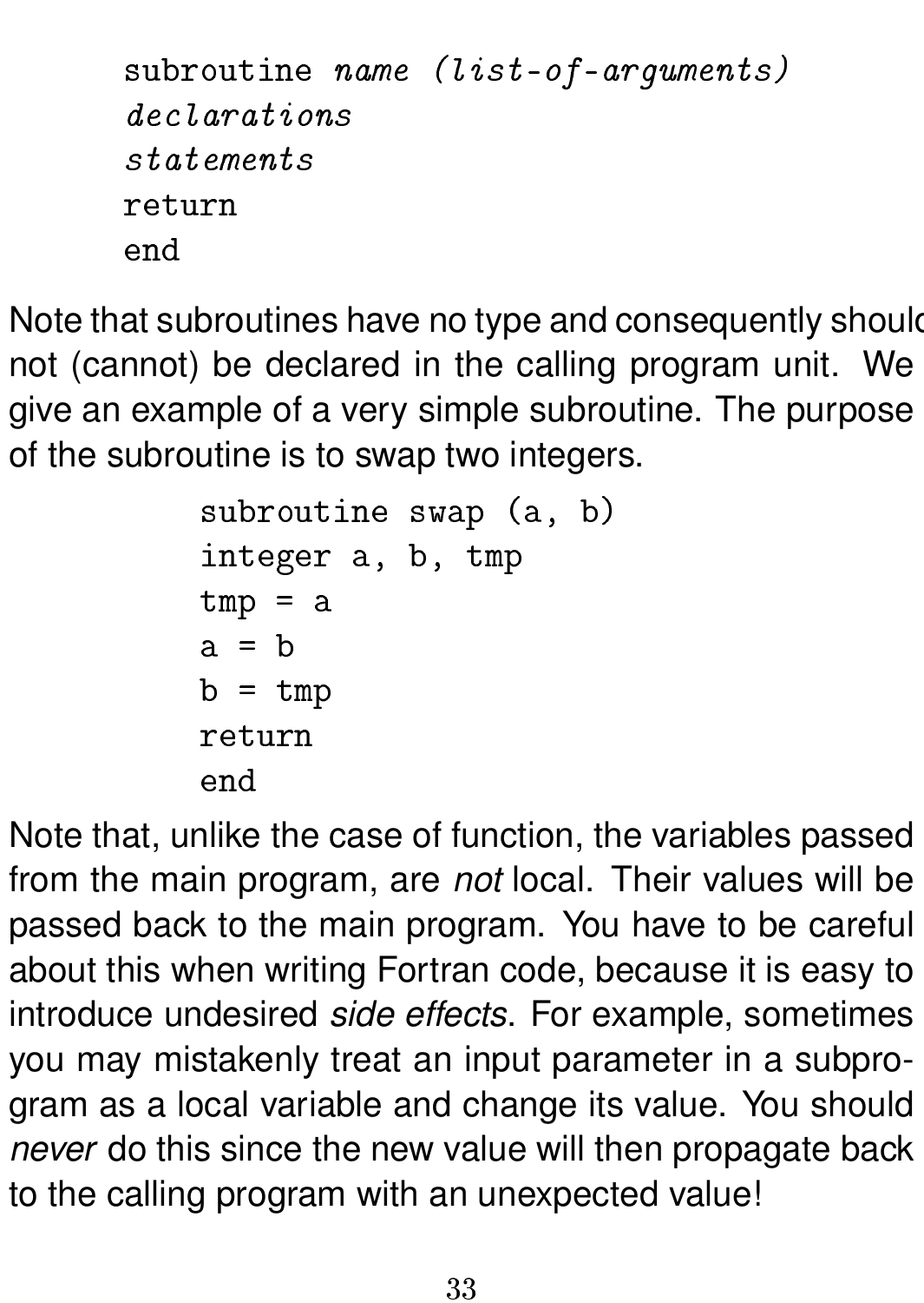```
subroutine name (list-of-arguments)
declarations
statements
return
end
```

Note that subroutines have no type and consequently should not (cannot) be declared in the calling program unit. We give an example of a very simple subroutine. The purpose of the subroutine is to swap two integers.

```
subroutine swap (a, b)
integer a, b, tmp
tmp = a
a = b
b = tmp
return
end
```

Note that, unlike the case of function, the variables passed from the main program, are *not* local. Their values will be passed back to the main program. You have to be careful about this when writing Fortran code, because it is easy to introduce undesired *side effects*. For example, sometimes you may mistakenly treat an input parameter in a subprogram as a local variable and change its value. You should *never* do this since the new value will then propagate back to the calling program with an unexpected value!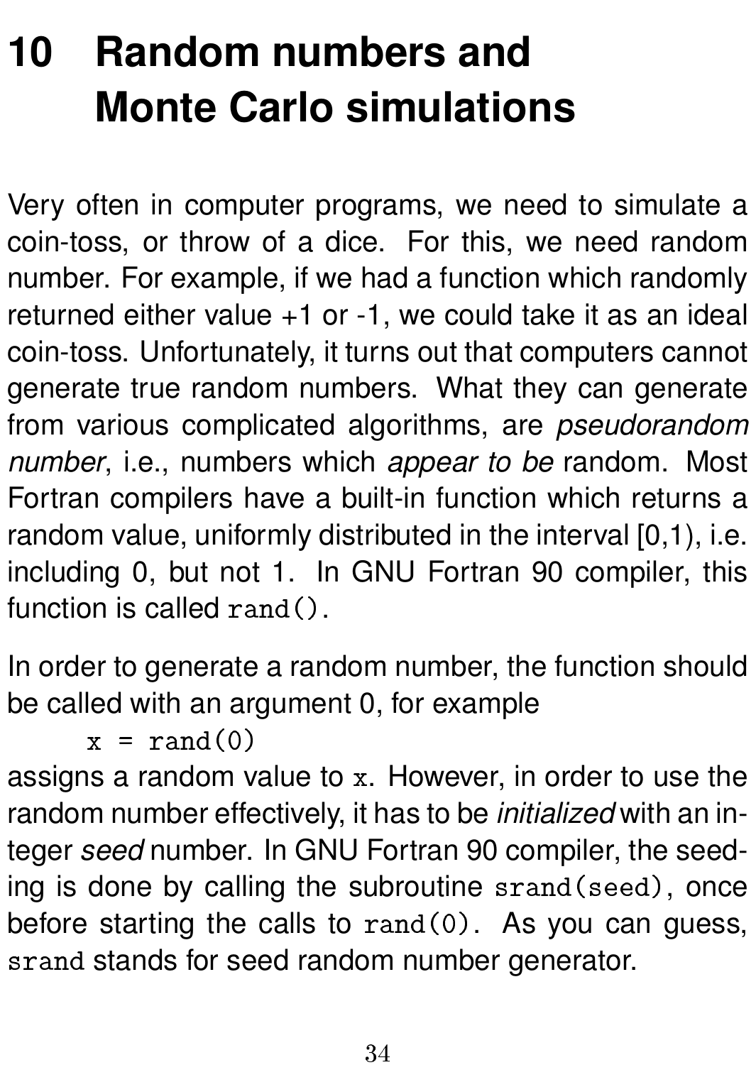# 10 Random numbers and Monte Carlo simulations

Very often in computer programs, we need to simulate a coin-toss, or throw of a dice. For this, we need random number. For example, if we had a function which randomly returned either value +1 or -1, we could take it as an ideal coin-toss. Unfortunately, it turns out that computers cannot generate true random numbers. What they can generate from various complicated algorithms, are *pseudorandom number*, i.e., numbers which *appear to be* random. Most Fortran compilers have a built-in function which returns a random value, uniformly distributed in the interval [0,1), i.e. including 0, but not 1. In GNU Fortran 90 compiler, this function is called `rand()`.

In order to generate a random number, the function should be called with an argument 0, for example

```
x = rand(0)
```

assigns a random value to `x`. However, in order to use the random number effectively, it has to be *initialized* with an integer *seed* number. In GNU Fortran 90 compiler, the seeding is done by calling the subroutine `srand(seed)`, once before starting the calls to `rand(0)`. As you can guess, `srand` stands for seed random number generator.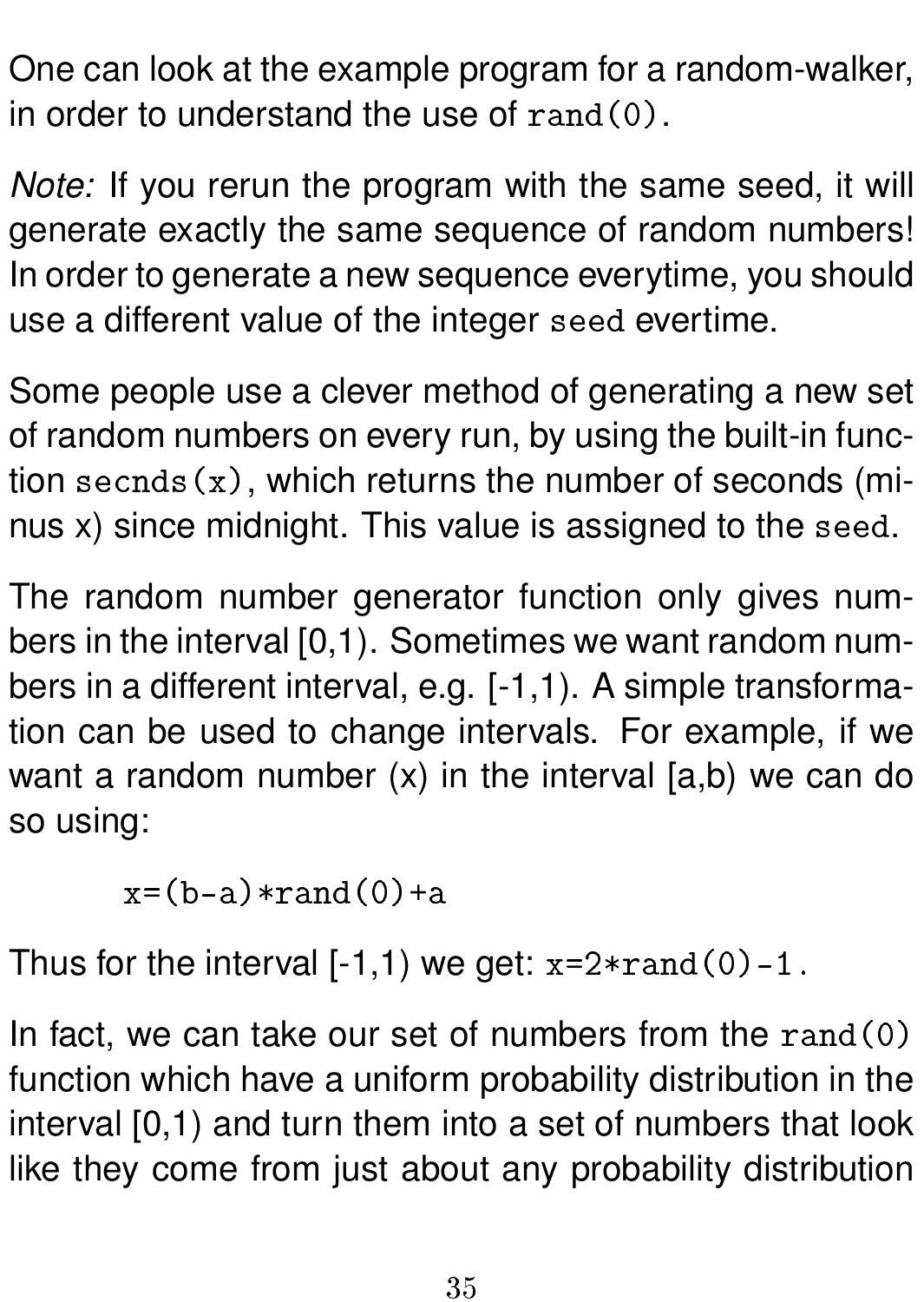One can look at the example program for a random-walker, in order to understand the use of `rand(0)`.

*Note:* If you rerun the program with the same seed, it will generate exactly the same sequence of random numbers! In order to generate a new sequence everytime, you should use a different value of the integer `seed` evertime.

Some people use a clever method of generating a new set of random numbers on every run, by using the built-in function `secnds(x)`, which returns the number of seconds (minus x) since midnight. This value is assigned to the `seed`.

The random number generator function only gives numbers in the interval [0,1). Sometimes we want random numbers in a different interval, e.g. [-1,1). A simple transformation can be used to change intervals. For example, if we want a random number (x) in the interval [a,b) we can do so using:

```
x=(b-a)*rand(0)+a
```

Thus for the interval [-1,1) we get: `x=2*rand(0)-1`.

In fact, we can take our set of numbers from the `rand(0)` function which have a uniform probability distribution in the interval [0,1) and turn them into a set of numbers that look like they come from just about any probability distribution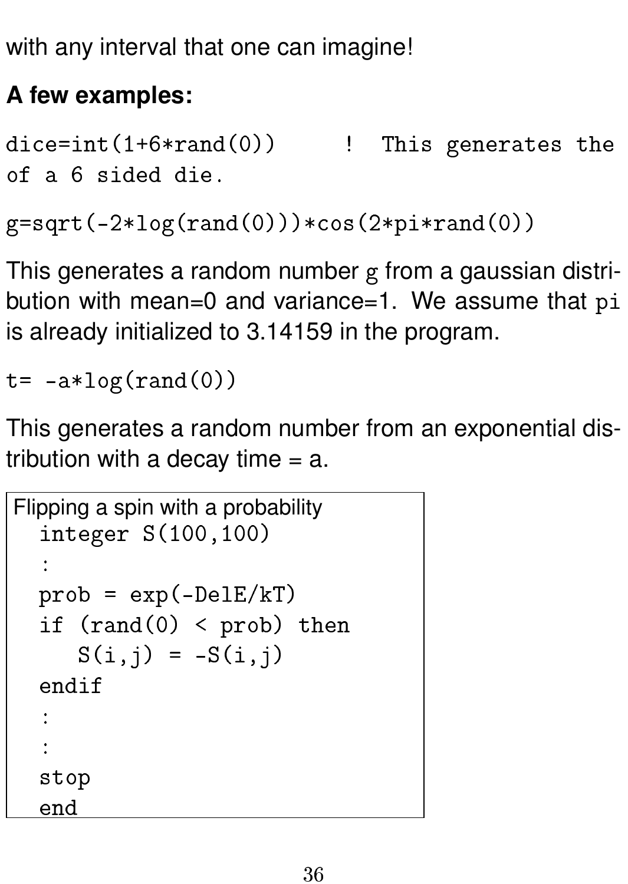with any interval that one can imagine!

**A few examples:**

```
dice=int(1+6*rand(0))     !  This generates the
of a 6 sided die.
```

```
g=sqrt(-2*log(rand(0)))*cos(2*pi*rand(0))
```

This generates a random number g from a gaussian distribution with mean=0 and variance=1. We assume that pi is already initialized to 3.14159 in the program.

```
t= -a*log(rand(0))
```

This generates a random number from an exponential distribution with a decay time = a.

Flipping a spin with a probability

```
  integer S(100,100)
  :
  prob = exp(-DelE/kT)
  if (rand(0) < prob) then
     S(i,j) = -S(i,j)
  endif
  :
  :
  stop
  end
```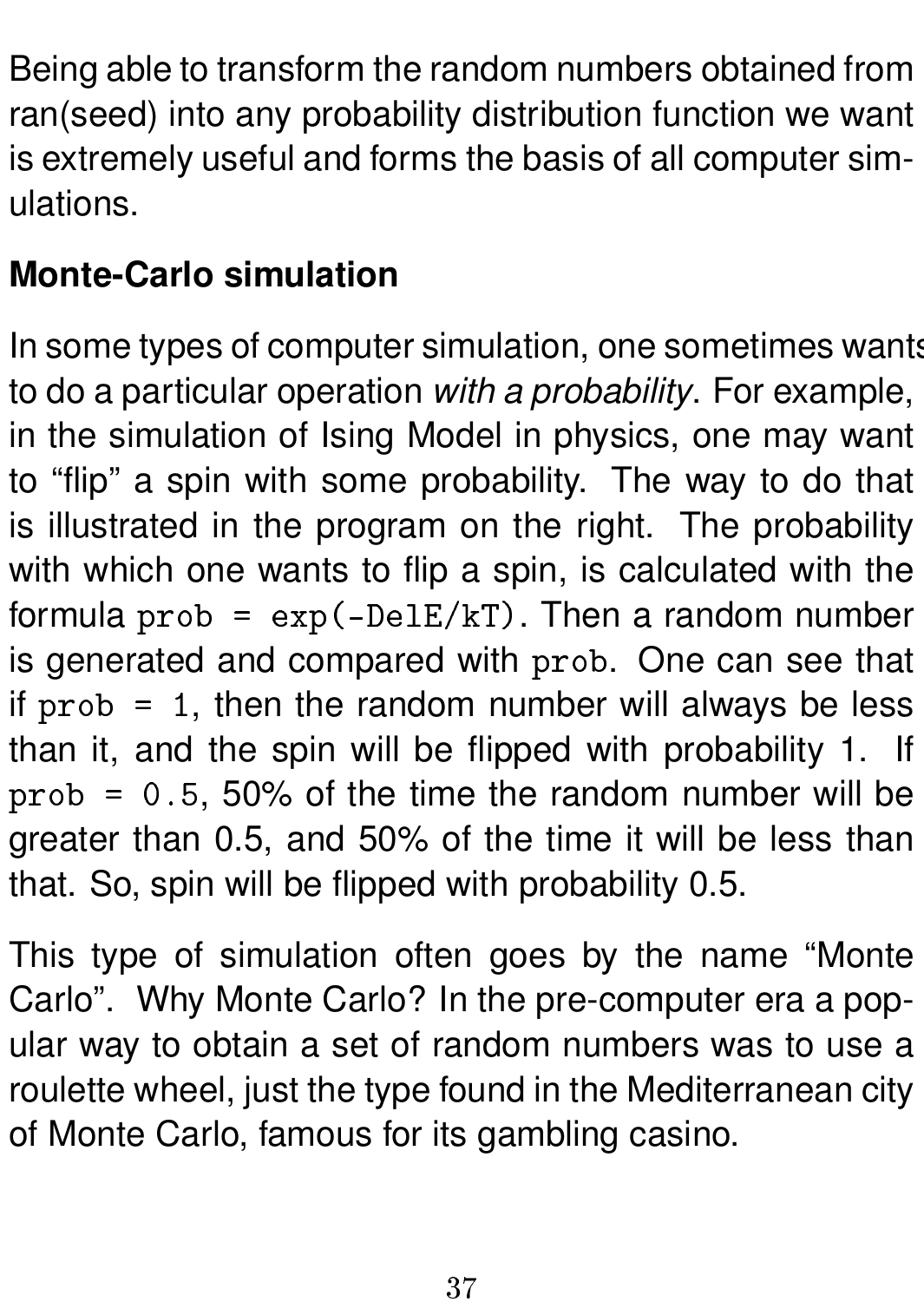Being able to transform the random numbers obtained from ran(seed) into any probability distribution function we want is extremely useful and forms the basis of all computer simulations.

**Monte-Carlo simulation**

In some types of computer simulation, one sometimes wants to do a particular operation *with a probability*. For example, in the simulation of Ising Model in physics, one may want to “flip” a spin with some probability. The way to do that is illustrated in the program on the right. The probability with which one wants to flip a spin, is calculated with the formula `prob = exp(-DelE/kT)`. Then a random number is generated and compared with `prob`. One can see that if `prob = 1`, then the random number will always be less than it, and the spin will be flipped with probability 1. If `prob = 0.5`, 50% of the time the random number will be greater than 0.5, and 50% of the time it will be less than that. So, spin will be flipped with probability 0.5.

This type of simulation often goes by the name “Monte Carlo”. Why Monte Carlo? In the pre-computer era a popular way to obtain a set of random numbers was to use a roulette wheel, just the type found in the Mediterranean city of Monte Carlo, famous for its gambling casino.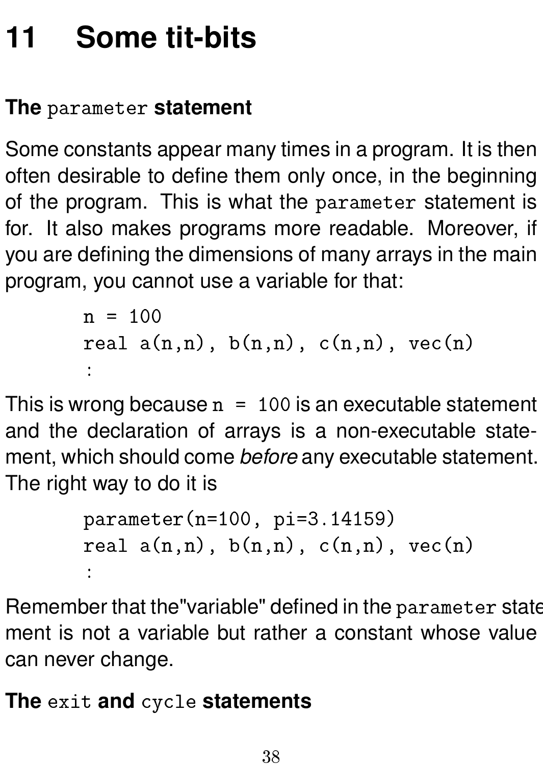# 11 Some tit-bits

### The `parameter` statement

Some constants appear many times in a program. It is then often desirable to define them only once, in the beginning of the program. This is what the `parameter` statement is for. It also makes programs more readable. Moreover, if you are defining the dimensions of many arrays in the main program, you cannot use a variable for that:

```
n = 100
real a(n,n), b(n,n), c(n,n), vec(n)
:
```

This is wrong because `n = 100` is an executable statement and the declaration of arrays is a non-executable statement, which should come *before* any executable statement. The right way to do it is

```
parameter(n=100, pi=3.14159)
real a(n,n), b(n,n), c(n,n), vec(n)
:
```

Remember that the"variable" defined in the `parameter` statement is not a variable but rather a constant whose value can never change.

### The `exit` and `cycle` statements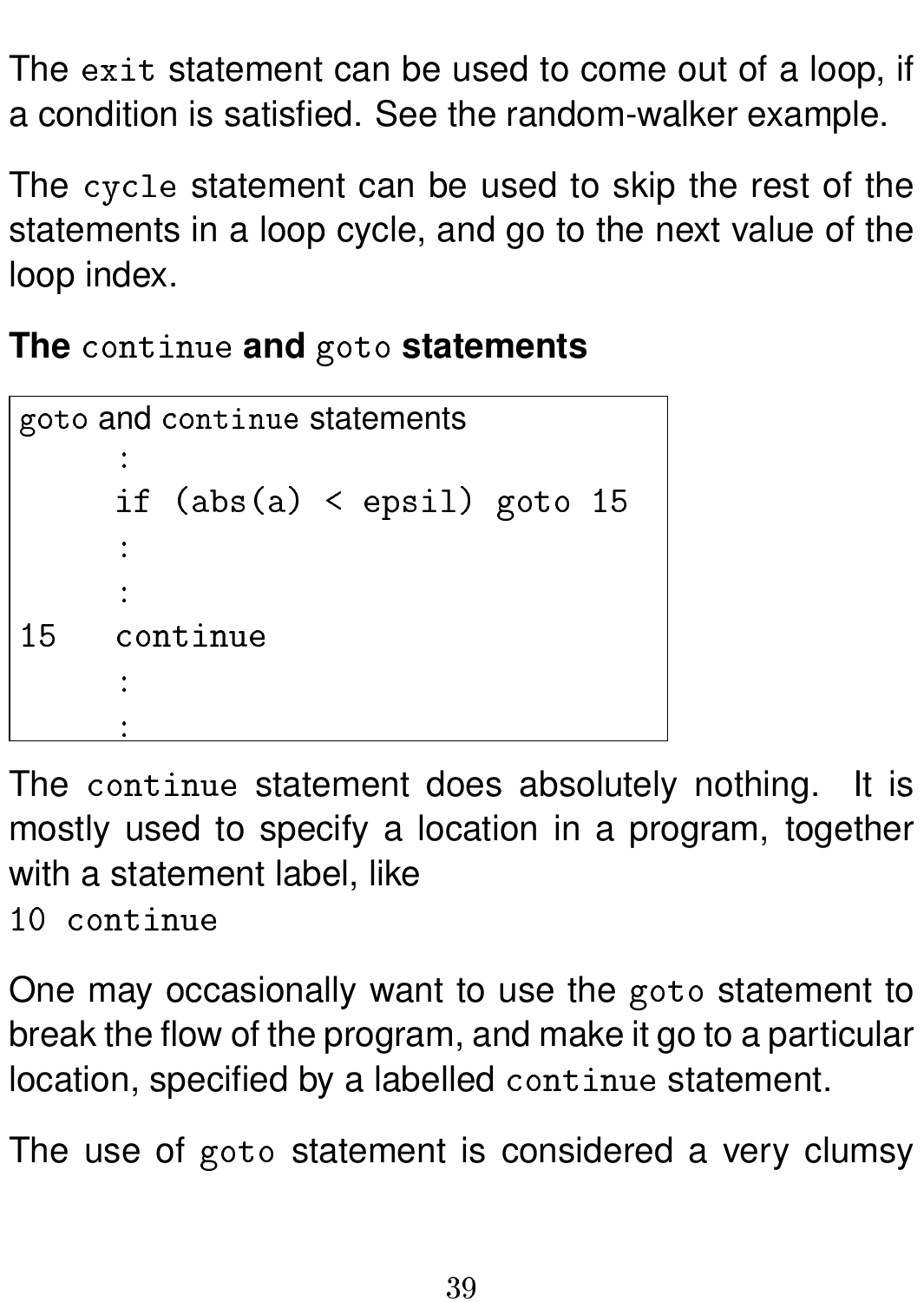The `exit` statement can be used to come out of a loop, if a condition is satisfied. See the random-walker example.

The `cycle` statement can be used to skip the rest of the statements in a loop cycle, and go to the next value of the loop index.

**The `continue` and `goto` statements**

`goto` and `continue` statements

```
      :
      if (abs(a) < epsil) goto 15
      :
      :
15    continue
      :
      :
```

The `continue` statement does absolutely nothing. It is mostly used to specify a location in a program, together with a statement label, like

`10 continue`

One may occasionally want to use the `goto` statement to break the flow of the program, and make it go to a particular location, specified by a labelled `continue` statement.

The use of `goto` statement is considered a very clumsy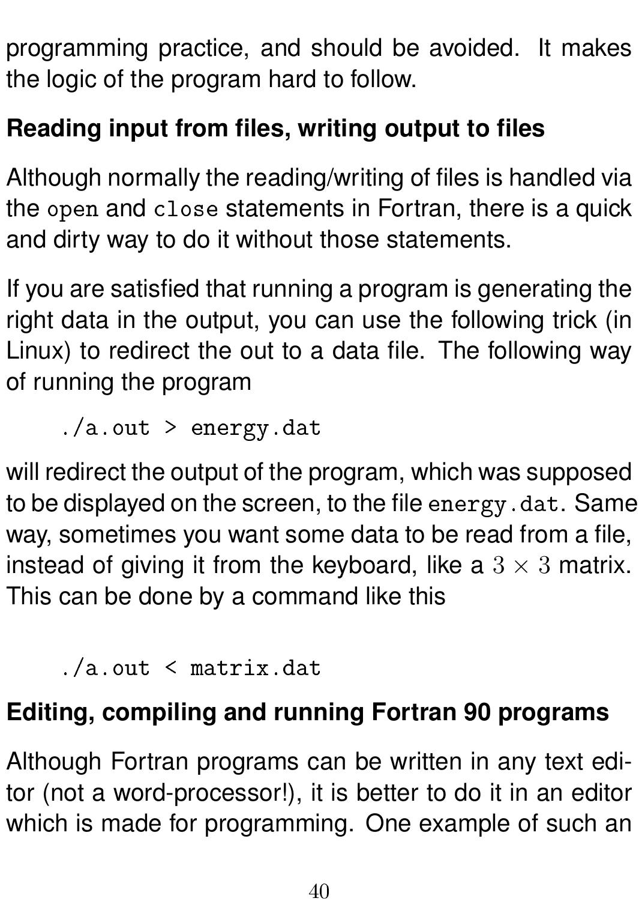programming practice, and should be avoided. It makes the logic of the program hard to follow.

**Reading input from files, writing output to files**

Although normally the reading/writing of files is handled via the `open` and `close` statements in Fortran, there is a quick and dirty way to do it without those statements.

If you are satisfied that running a program is generating the right data in the output, you can use the following trick (in Linux) to redirect the out to a data file. The following way of running the program

```
./a.out > energy.dat
```

will redirect the output of the program, which was supposed to be displayed on the screen, to the file `energy.dat`. Same way, sometimes you want some data to be read from a file, instead of giving it from the keyboard, like a $3 \times 3$ matrix. This can be done by a command like this

```
./a.out < matrix.dat
```

**Editing, compiling and running Fortran 90 programs**

Although Fortran programs can be written in any text editor (not a word-processor!), it is better to do it in an editor which is made for programming. One example of such an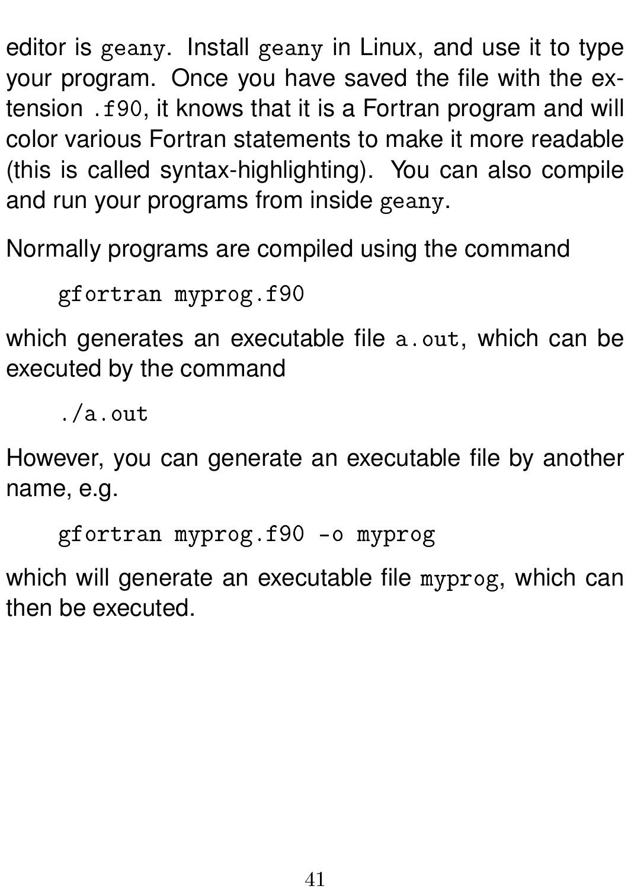editor is `geany`. Install `geany` in Linux, and use it to type your program. Once you have saved the file with the extension `.f90`, it knows that it is a Fortran program and will color various Fortran statements to make it more readable (this is called syntax-highlighting). You can also compile and run your programs from inside `geany`.

Normally programs are compiled using the command

```
gfortran myprog.f90
```

which generates an executable file `a.out`, which can be executed by the command

```
./a.out
```

However, you can generate an executable file by another name, e.g.

```
gfortran myprog.f90 -o myprog
```

which will generate an executable file `myprog`, which can then be executed.